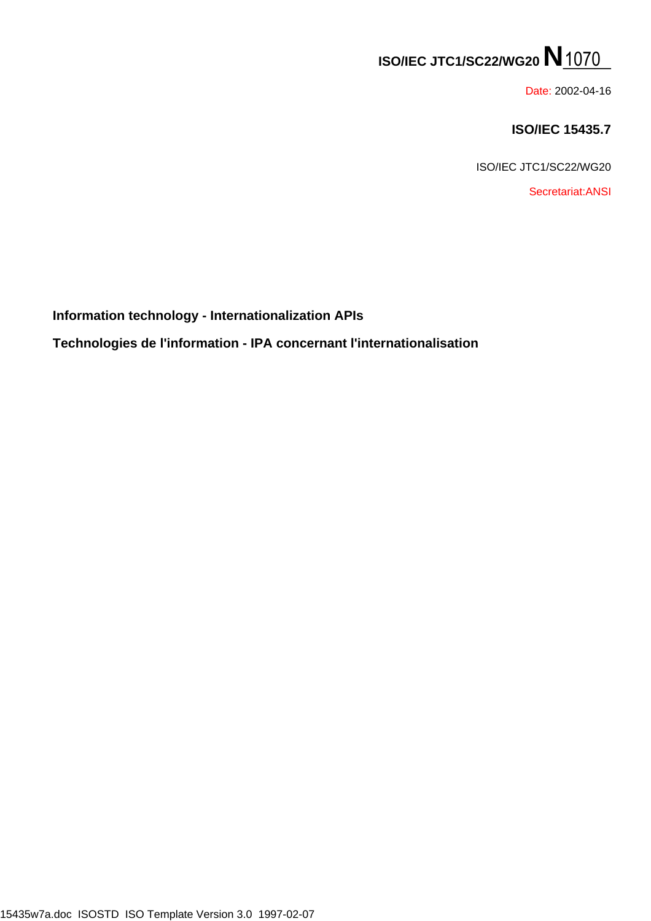**ISO/IEC JTC1/SC22/WG20 N1070**

Date: 2002-04-16

**ISO/IEC 15435.7**

ISO/IEC JTC1/SC22/WG20

Secretariat:ANSI

**Information technology - Internationalization APIs**

**Technologies de l'information - IPA concernant l'internationalisation**

15435w7a.doc ISOSTD ISO Template Version 3.0 1997-02-07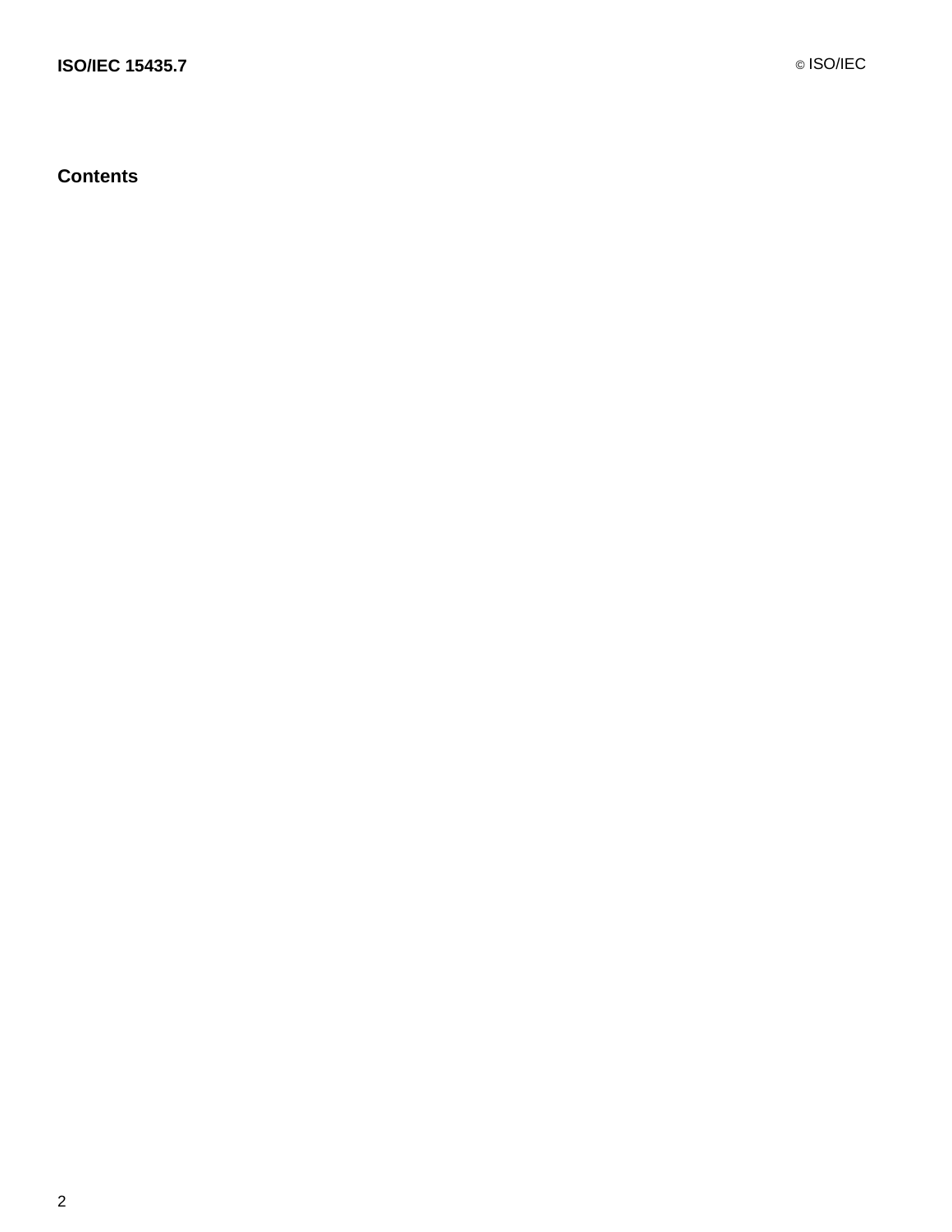## Contents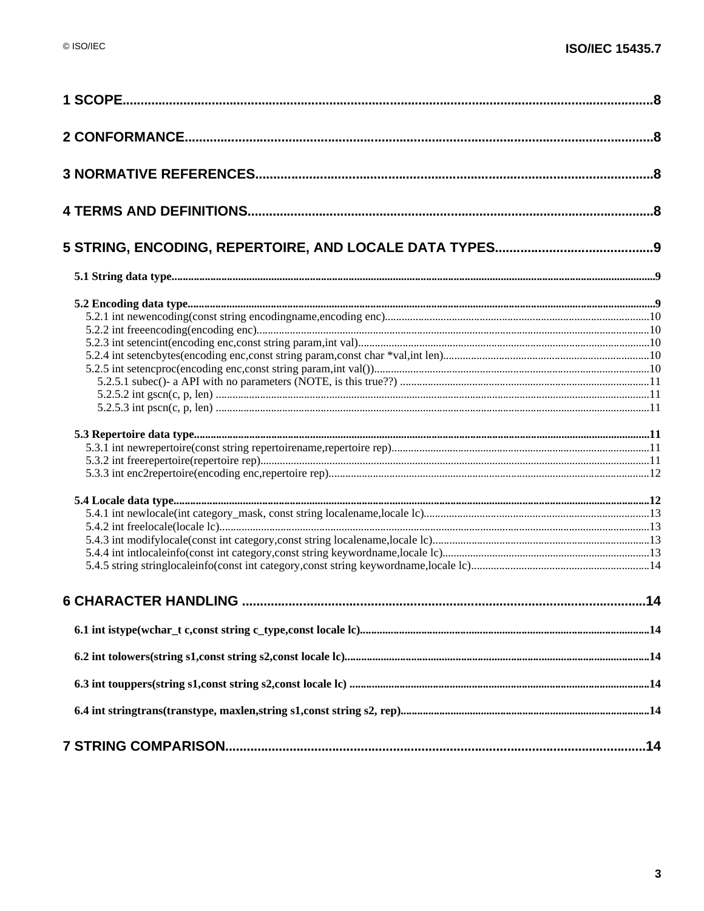1 SCOPE....................................................................................................................................8

2 CONFORMANCE..................................................................................................................8

3 NORMATIVE REFERENCES..............................................................................................8

4 TERMS AND DEFINITIONS................................................................................................8

5 STRING, ENCODING, REPERTOIRE, AND LOCALE DATA TYPES..........................................9

- 5.1 String data type..........................................................................................................9
- 5.2 Encoding data type......................................................................................................9
  - 5.2.1 int newencoding(const string encodingname,encoding enc)...............................10
  - 5.2.2 int freeencoding(encoding enc)..........................................................................10
  - 5.2.3 int setencint(encoding enc,const string param,int val).........................................10
  - 5.2.4 int setencbytes(encoding enc,const string param,const char *val,int len)..............10
  - 5.2.5 int setencproc(encoding enc,const string param,int val())....................................10
    - 5.2.5.1 subec()- a API with no parameters (NOTE, is this true??) ...............................11
    - 5.2.5.2 int gscn(c, p, len) .........................................................................................11
    - 5.2.5.3 int pscn(c, p, len) .........................................................................................11
- 5.3 Repertoire data type...................................................................................................11
  - 5.3.1 int newrepertoire(const string repertoirename,repertoire rep)...............................11
  - 5.3.2 int freerepertoire(repertoire rep)........................................................................11
  - 5.3.3 int enc2repertoire(encoding enc,repertoire rep)...................................................12
- 5.4 Locale data type........................................................................................................12
  - 5.4.1 int newlocale(int category_mask, const string localename,locale lc)......................13
  - 5.4.2 int freelocale(locale lc).......................................................................................13
  - 5.4.3 int modifylocale(const int category,const string localename,locale lc)....................13
  - 5.4.4 int intlocaleinfo(const int category,const string keywordname,locale lc)................13
  - 5.4.5 string stringlocaleinfo(const int category,const string keywordname,locale lc)........14

6 CHARACTER HANDLING ..................................................................................................14

- 6.1 int istype(wchar_t c,const string c_type,const locale lc)..............................................14
- 6.2 int tolowers(string s1,const string s2,const locale lc)..................................................14
- 6.3 int touppers(string s1,const string s2,const locale lc) .................................................14
- 6.4 int stringtrans(transtype, maxlen,string s1,const string s2, rep)...................................14

7 STRING COMPARISON.....................................................................................................14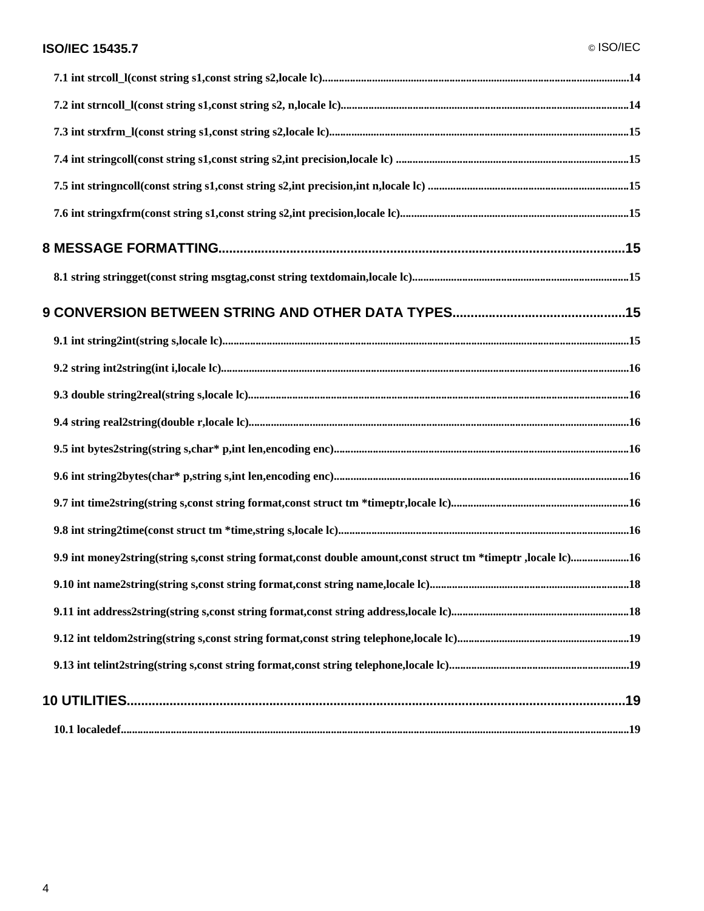7.1 int strcoll_l(const string s1,const string s2,locale lc)....................................................................................................................14

7.2 int strncoll_l(const string s1,const string s2, n,locale lc)...............................................................................................................14

7.3 int strxfrm_l(const string s1,const string s2,locale lc)......................................................................................................................15

7.4 int stringcoll(const string s1,const string s2,int precision,locale lc) ..................................................................................................15

7.5 int stringncoll(const string s1,const string s2,int precision,int n,locale lc) ........................................................................................15

7.6 int stringxfrm(const string s1,const string s2,int precision,locale lc).................................................................................................15

**8 MESSAGE FORMATTING.................................................................................................................15**

8.1 string stringget(const string msgtag,const string textdomain,locale lc).............................................................................................15

**9 CONVERSION BETWEEN STRING AND OTHER DATA TYPES...............................................15**

9.1 int string2int(string s,locale lc)..........................................................................................................................................................15

9.2 string int2string(int i,locale lc)...........................................................................................................................................................16

9.3 double string2real(string s,locale lc)..................................................................................................................................................16

9.4 string real2string(double r,locale lc)..................................................................................................................................................16

9.5 int bytes2string(string s,char* p,int len,encoding enc).......................................................................................................................16

9.6 int string2bytes(char* p,string s,int len,encoding enc).......................................................................................................................16

9.7 int time2string(string s,const string format,const struct tm *timeptr,locale lc)...................................................................................16

9.8 int string2time(const struct tm *time,string s,locale lc).....................................................................................................................16

9.9 int money2string(string s,const string format,const double amount,const struct tm *timeptr ,locale lc)...................16

9.10 int name2string(string s,const string format,const string name,locale lc).......................................................................................18

9.11 int address2string(string s,const string format,const string address,locale lc)...............................................................................18

9.12 int teldom2string(string s,const string format,const string telephone,locale lc)..............................................................................19

9.13 int telint2string(string s,const string format,const string telephone,locale lc).................................................................................19

**10 UTILITIES...........................................................................................................................................19**

10.1 localedef..........................................................................................................................................................................................19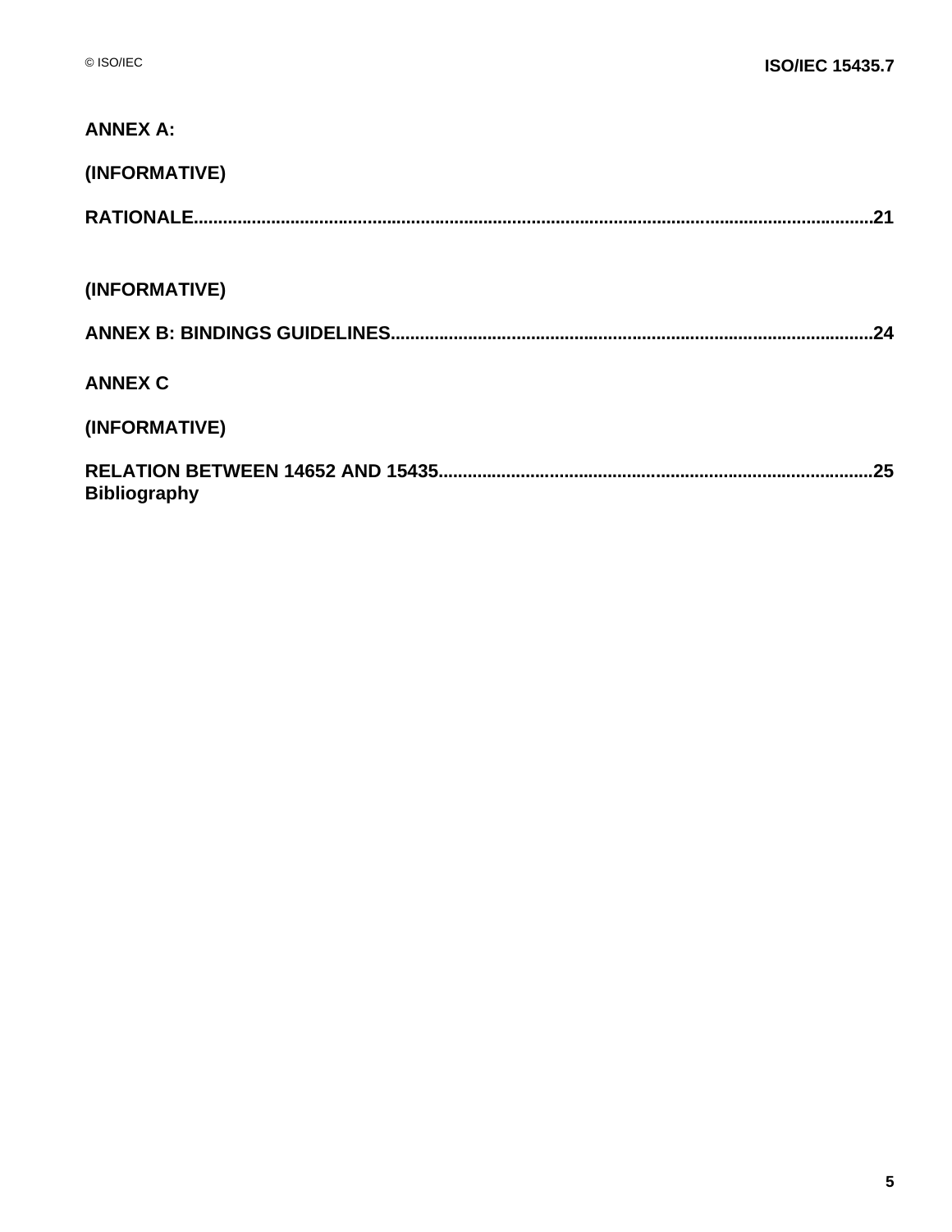**ANNEX A:**

**(INFORMATIVE)**

**RATIONALE.......................................................................................................................................21**

**(INFORMATIVE)**

**ANNEX B: BINDINGS GUIDELINES...............................................................................................24**

**ANNEX C**

**(INFORMATIVE)**

**RELATION BETWEEN 14652 AND 15435......................................................................................25**
**Bibliography**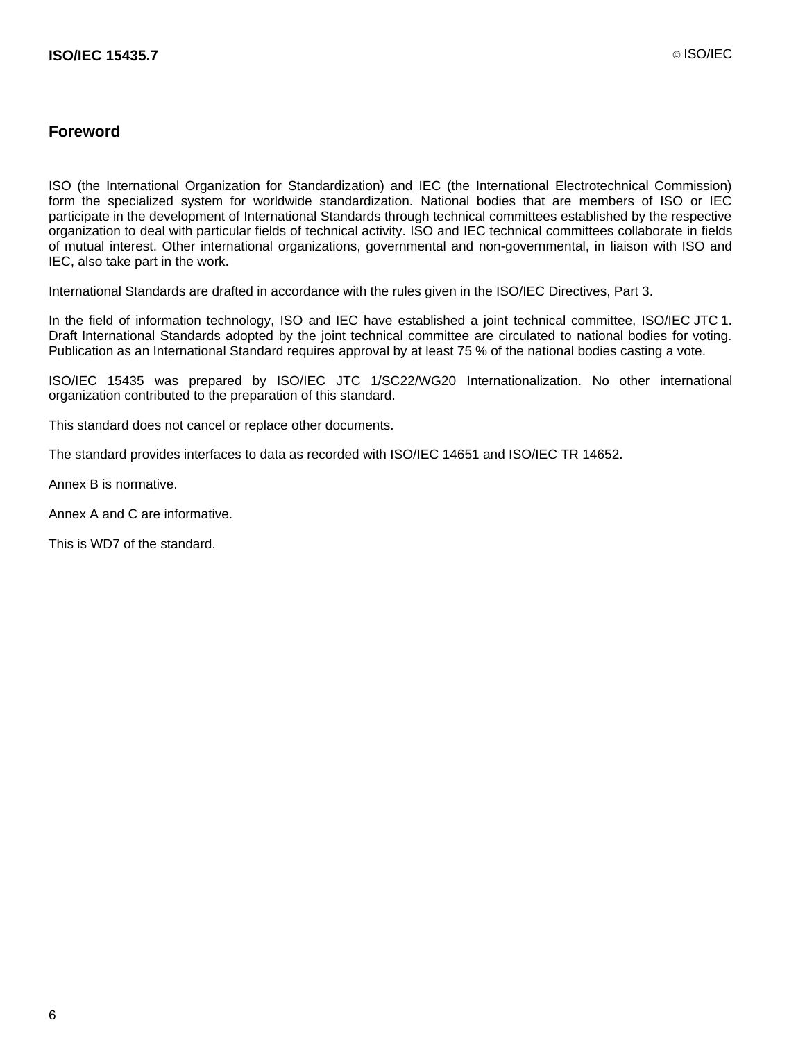## Foreword

ISO (the International Organization for Standardization) and IEC (the International Electrotechnical Commission) form the specialized system for worldwide standardization. National bodies that are members of ISO or IEC participate in the development of International Standards through technical committees established by the respective organization to deal with particular fields of technical activity. ISO and IEC technical committees collaborate in fields of mutual interest. Other international organizations, governmental and non-governmental, in liaison with ISO and IEC, also take part in the work.

International Standards are drafted in accordance with the rules given in the ISO/IEC Directives, Part 3.

In the field of information technology, ISO and IEC have established a joint technical committee, ISO/IEC JTC 1. Draft International Standards adopted by the joint technical committee are circulated to national bodies for voting. Publication as an International Standard requires approval by at least 75 % of the national bodies casting a vote.

ISO/IEC 15435 was prepared by ISO/IEC JTC 1/SC22/WG20 Internationalization. No other international organization contributed to the preparation of this standard.

This standard does not cancel or replace other documents.

The standard provides interfaces to data as recorded with ISO/IEC 14651 and ISO/IEC TR 14652.

Annex B is normative.

Annex A and C are informative.

This is WD7 of the standard.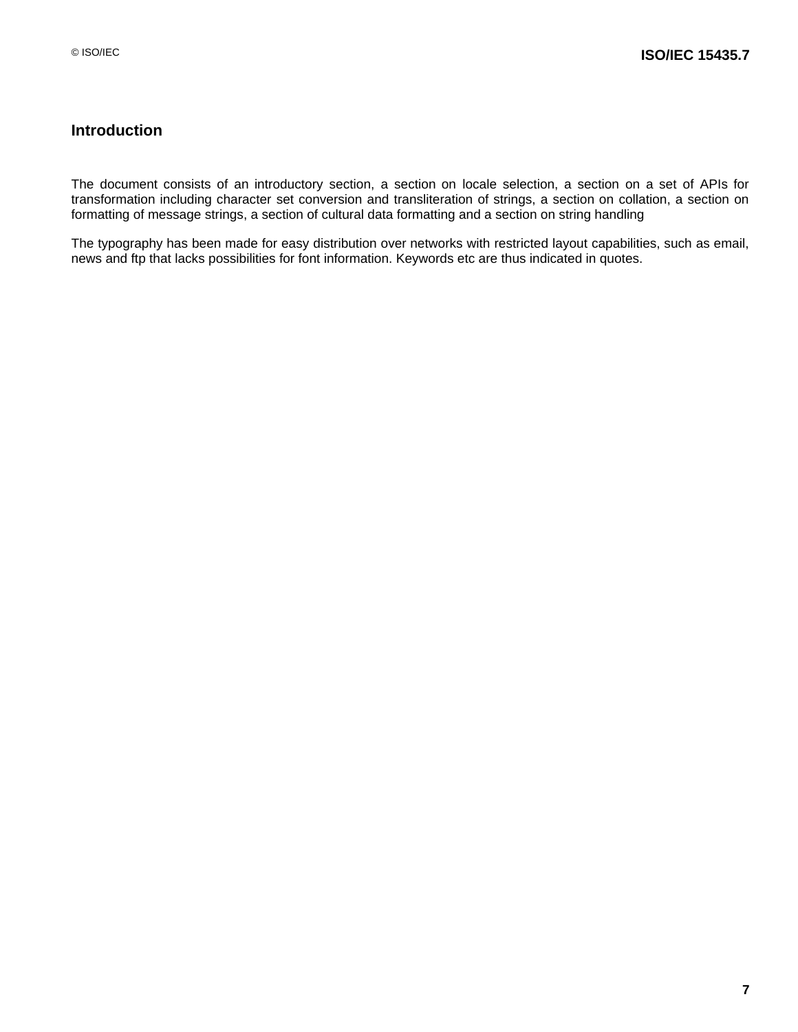## Introduction

The document consists of an introductory section, a section on locale selection, a section on a set of APIs for transformation including character set conversion and transliteration of strings, a section on collation, a section on formatting of message strings, a section of cultural data formatting and a section on string handling

The typography has been made for easy distribution over networks with restricted layout capabilities, such as email, news and ftp that lacks possibilities for font information. Keywords etc are thus indicated in quotes.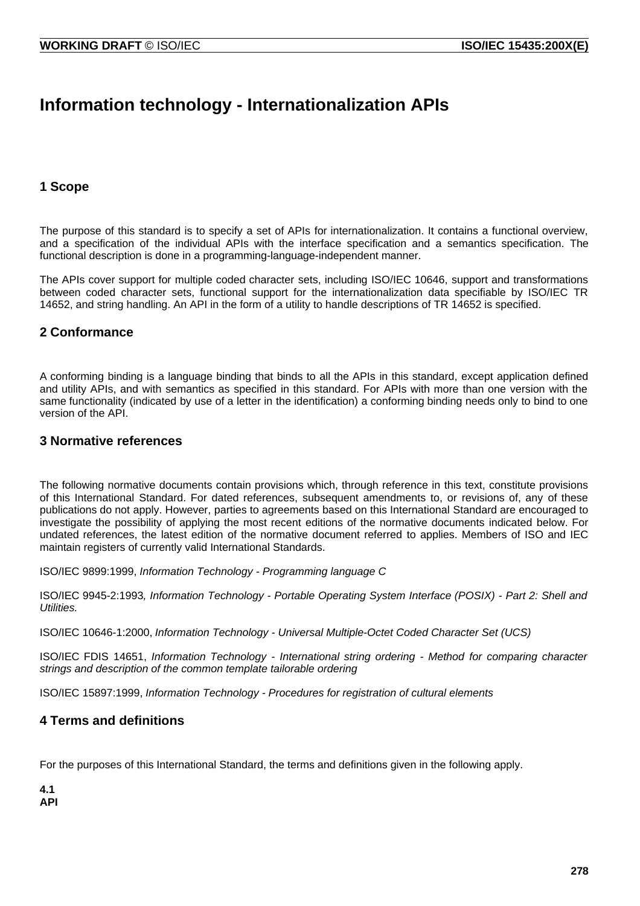# Information technology - Internationalization APIs

## 1 Scope

The purpose of this standard is to specify a set of APIs for internationalization. It contains a functional overview, and a specification of the individual APIs with the interface specification and a semantics specification. The functional description is done in a programming-language-independent manner.

The APIs cover support for multiple coded character sets, including ISO/IEC 10646, support and transformations between coded character sets, functional support for the internationalization data specifiable by ISO/IEC TR 14652, and string handling. An API in the form of a utility to handle descriptions of TR 14652 is specified.

## 2 Conformance

A conforming binding is a language binding that binds to all the APIs in this standard, except application defined and utility APIs, and with semantics as specified in this standard. For APIs with more than one version with the same functionality (indicated by use of a letter in the identification) a conforming binding needs only to bind to one version of the API.

## 3 Normative references

The following normative documents contain provisions which, through reference in this text, constitute provisions of this International Standard. For dated references, subsequent amendments to, or revisions of, any of these publications do not apply. However, parties to agreements based on this International Standard are encouraged to investigate the possibility of applying the most recent editions of the normative documents indicated below. For undated references, the latest edition of the normative document referred to applies. Members of ISO and IEC maintain registers of currently valid International Standards.

ISO/IEC 9899:1999, *Information Technology - Programming language C*

ISO/IEC 9945-2:1993*, Information Technology - Portable Operating System Interface (POSIX) - Part 2: Shell and Utilities.*

ISO/IEC 10646-1:2000, *Information Technology - Universal Multiple-Octet Coded Character Set (UCS)*

ISO/IEC FDIS 14651, *Information Technology - International string ordering - Method for comparing character strings and description of the common template tailorable ordering*

ISO/IEC 15897:1999, *Information Technology - Procedures for registration of cultural elements*

## 4 Terms and definitions

For the purposes of this International Standard, the terms and definitions given in the following apply.

**4.1**
**API**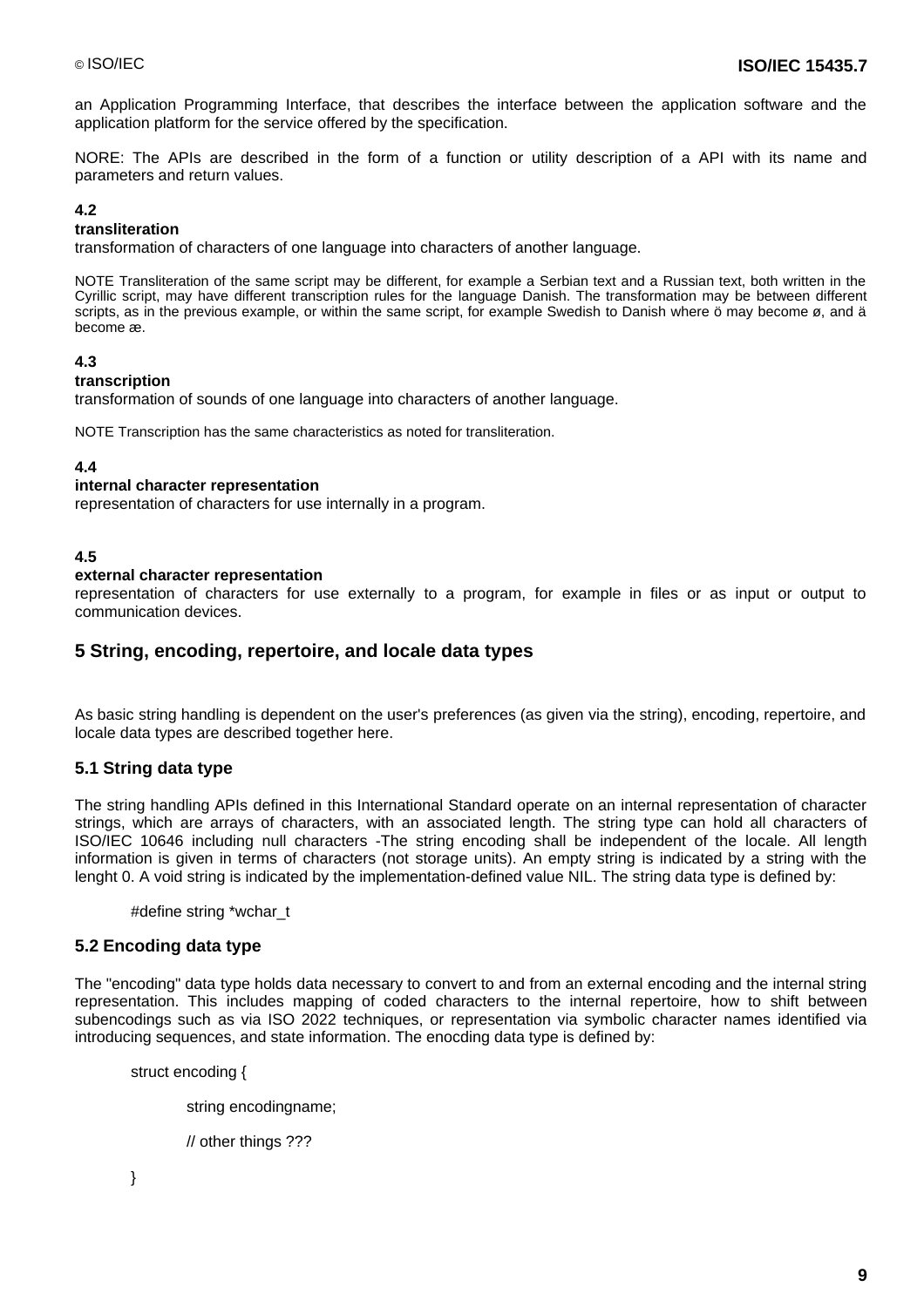an Application Programming Interface, that describes the interface between the application software and the application platform for the service offered by the specification.

NORE: The APIs are described in the form of a function or utility description of a API with its name and parameters and return values.

**4.2**
**transliteration**
transformation of characters of one language into characters of another language.

NOTE Transliteration of the same script may be different, for example a Serbian text and a Russian text, both written in the Cyrillic script, may have different transcription rules for the language Danish. The transformation may be between different scripts, as in the previous example, or within the same script, for example Swedish to Danish where ö may become ø, and ä become æ.

**4.3**
**transcription**
transformation of sounds of one language into characters of another language.

NOTE Transcription has the same characteristics as noted for transliteration.

**4.4**
**internal character representation**
representation of characters for use internally in a program.

**4.5**
**external character representation**
representation of characters for use externally to a program, for example in files or as input or output to communication devices.

## 5 String, encoding, repertoire, and locale data types

As basic string handling is dependent on the user's preferences (as given via the string), encoding, repertoire, and locale data types are described together here.

### 5.1 String data type

The string handling APIs defined in this International Standard operate on an internal representation of character strings, which are arrays of characters, with an associated length. The string type can hold all characters of ISO/IEC 10646 including null characters -The string encoding shall be independent of the locale. All length information is given in terms of characters (not storage units). An empty string is indicated by a string with the lenght 0. A void string is indicated by the implementation-defined value NIL. The string data type is defined by:

```
#define string *wchar_t
```

### 5.2 Encoding data type

The "encoding" data type holds data necessary to convert to and from an external encoding and the internal string representation. This includes mapping of coded characters to the internal repertoire, how to shift between subencodings such as via ISO 2022 techniques, or representation via symbolic character names identified via introducing sequences, and state information. The enocding data type is defined by:

```
struct encoding {

        string encodingname;

        // other things ???

}
```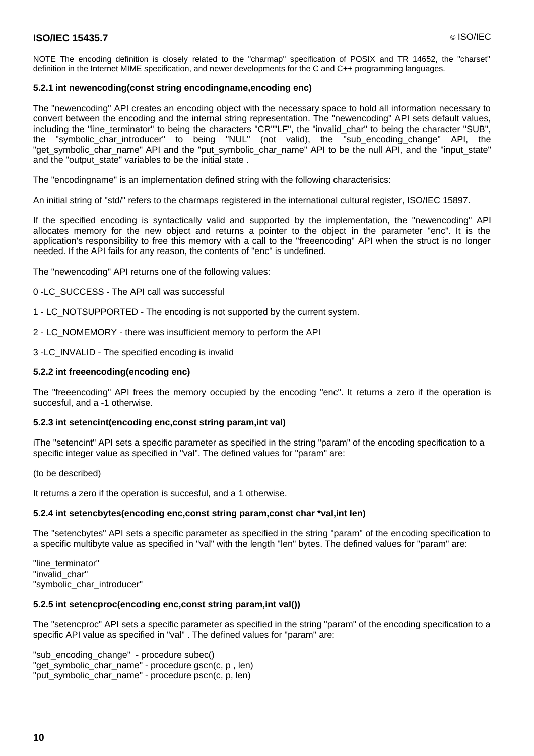NOTE The encoding definition is closely related to the "charmap" specification of POSIX and TR 14652, the "charset" definition in the Internet MIME specification, and newer developments for the C and C++ programming languages.

#### 5.2.1 int newencoding(const string encodingname,encoding enc)

The "newencoding" API creates an encoding object with the necessary space to hold all information necessary to convert between the encoding and the internal string representation. The "newencoding" API sets default values, including the "line_terminator" to being the characters "CR""LF", the "invalid_char" to being the character "SUB", the "symbolic_char_introducer" to being "NUL" (not valid), the "sub_encoding_change" API, the "get_symbolic_char_name" API and the "put_symbolic_char_name" API to be the null API, and the "input_state" and the "output_state" variables to be the initial state .

The "encodingname" is an implementation defined string with the following characterisics:

An initial string of "std/" refers to the charmaps registered in the international cultural register, ISO/IEC 15897.

If the specified encoding is syntactically valid and supported by the implementation, the "newencoding" API allocates memory for the new object and returns a pointer to the object in the parameter "enc". It is the application's responsibility to free this memory with a call to the "freeencoding" API when the struct is no longer needed. If the API fails for any reason, the contents of "enc" is undefined.

The "newencoding" API returns one of the following values:

0 -LC_SUCCESS - The API call was successful

1 - LC_NOTSUPPORTED - The encoding is not supported by the current system.

2 - LC_NOMEMORY - there was insufficient memory to perform the API

3 -LC_INVALID - The specified encoding is invalid

#### 5.2.2 int freeencoding(encoding enc)

The "freeencoding" API frees the memory occupied by the encoding "enc". It returns a zero if the operation is succesful, and a -1 otherwise.

#### 5.2.3 int setencint(encoding enc,const string param,int val)

iThe "setencint" API sets a specific parameter as specified in the string "param" of the encoding specification to a specific integer value as specified in "val". The defined values for "param" are:

(to be described)

It returns a zero if the operation is succesful, and a 1 otherwise.

#### 5.2.4 int setencbytes(encoding enc,const string param,const char *val,int len)

The "setencbytes" API sets a specific parameter as specified in the string "param" of the encoding specification to a specific multibyte value as specified in "val" with the length "len" bytes. The defined values for "param" are:

"line_terminator"  
"invalid_char"  
"symbolic_char_introducer"

#### 5.2.5 int setencproc(encoding enc,const string param,int val())

The "setencproc" API sets a specific parameter as specified in the string "param" of the encoding specification to a specific API value as specified in "val" . The defined values for "param" are:

"sub_encoding_change" - procedure subec()  
"get_symbolic_char_name" - procedure gscn(c, p , len)  
"put_symbolic_char_name" - procedure pscn(c, p, len)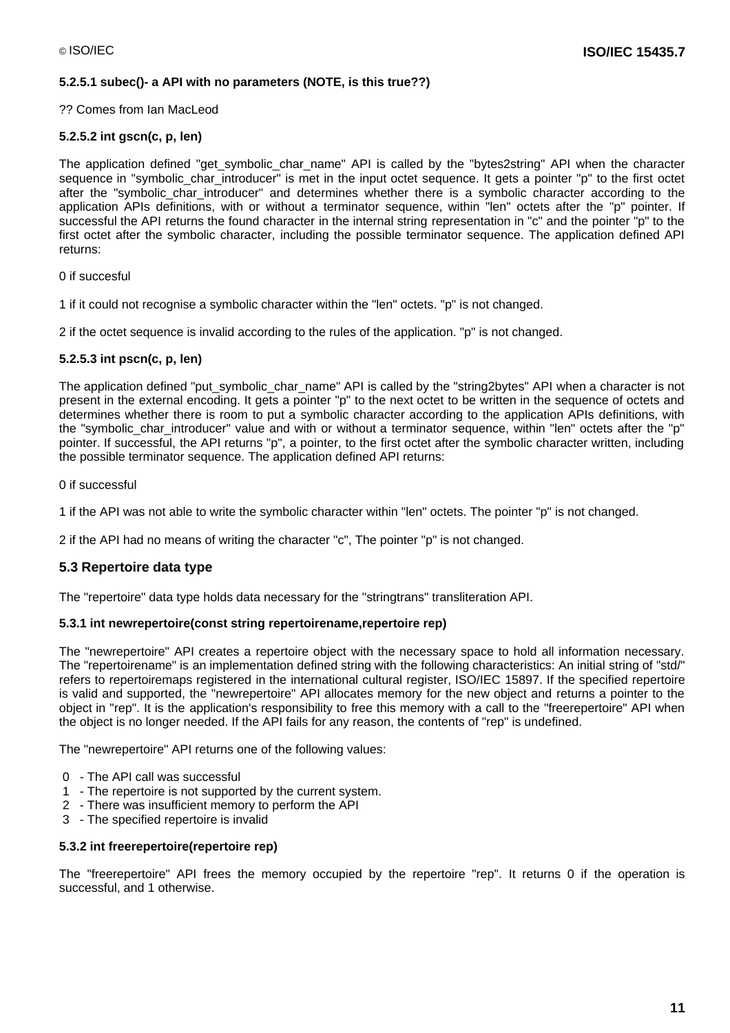#### 5.2.5.1 subec()- a API with no parameters (NOTE, is this true??)

?? Comes from Ian MacLeod

#### 5.2.5.2 int gscn(c, p, len)

The application defined "get_symbolic_char_name" API is called by the "bytes2string" API when the character sequence in "symbolic_char_introducer" is met in the input octet sequence. It gets a pointer "p" to the first octet after the "symbolic_char_introducer" and determines whether there is a symbolic character according to the application APIs definitions, with or without a terminator sequence, within "len" octets after the "p" pointer. If successful the API returns the found character in the internal string representation in "c" and the pointer "p" to the first octet after the symbolic character, including the possible terminator sequence. The application defined API returns:

0 if succesful

1 if it could not recognise a symbolic character within the "len" octets. "p" is not changed.

2 if the octet sequence is invalid according to the rules of the application. "p" is not changed.

#### 5.2.5.3 int pscn(c, p, len)

The application defined "put_symbolic_char_name" API is called by the "string2bytes" API when a character is not present in the external encoding. It gets a pointer "p" to the next octet to be written in the sequence of octets and determines whether there is room to put a symbolic character according to the application APIs definitions, with the "symbolic_char_introducer" value and with or without a terminator sequence, within "len" octets after the "p" pointer. If successful, the API returns "p", a pointer, to the first octet after the symbolic character written, including the possible terminator sequence. The application defined API returns:

0 if successful

1 if the API was not able to write the symbolic character within "len" octets. The pointer "p" is not changed.

2 if the API had no means of writing the character "c", The pointer "p" is not changed.

### 5.3 Repertoire data type

The "repertoire" data type holds data necessary for the "stringtrans" transliteration API.

#### 5.3.1 int newrepertoire(const string repertoirename,repertoire rep)

The "newrepertoire" API creates a repertoire object with the necessary space to hold all information necessary. The "repertoirename" is an implementation defined string with the following characteristics: An initial string of "std/" refers to repertoiremaps registered in the international cultural register, ISO/IEC 15897. If the specified repertoire is valid and supported, the "newrepertoire" API allocates memory for the new object and returns a pointer to the object in "rep". It is the application's responsibility to free this memory with a call to the "freerepertoire" API when the object is no longer needed. If the API fails for any reason, the contents of "rep" is undefined.

The "newrepertoire" API returns one of the following values:

0 - The API call was successful
1 - The repertoire is not supported by the current system.
2 - There was insufficient memory to perform the API
3 - The specified repertoire is invalid

#### 5.3.2 int freerepertoire(repertoire rep)

The "freerepertoire" API frees the memory occupied by the repertoire "rep". It returns 0 if the operation is successful, and 1 otherwise.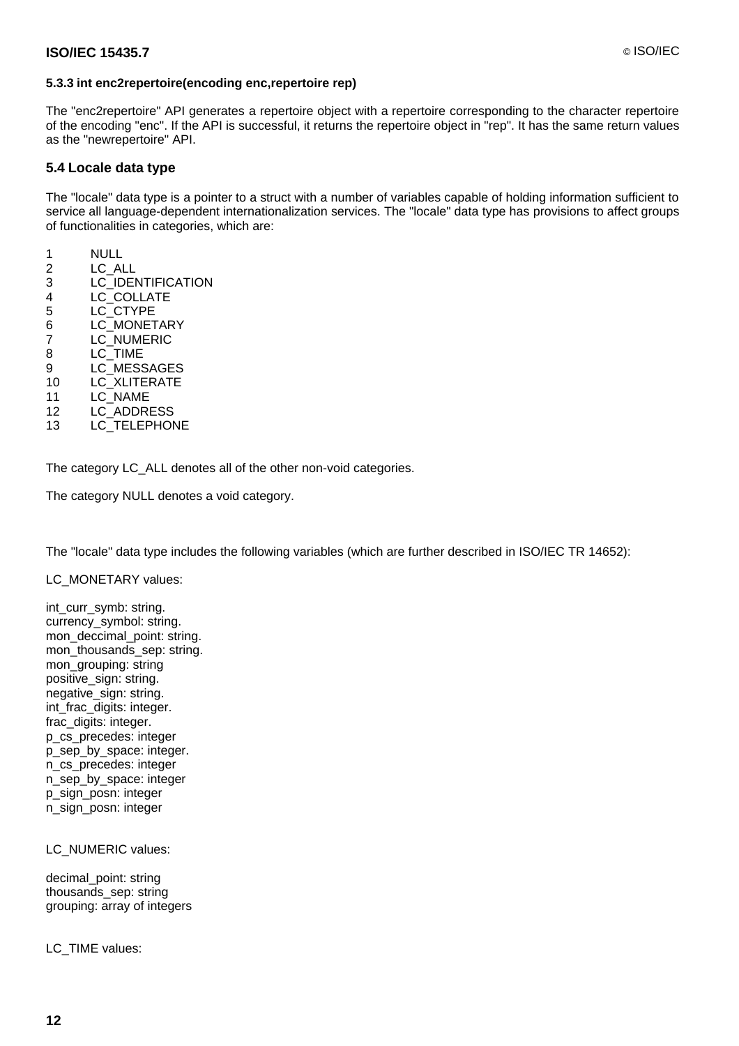#### 5.3.3 int enc2repertoire(encoding enc,repertoire rep)

The "enc2repertoire" API generates a repertoire object with a repertoire corresponding to the character repertoire of the encoding "enc". If the API is successful, it returns the repertoire object in "rep". It has the same return values as the "newrepertoire" API.

### 5.4 Locale data type

The "locale" data type is a pointer to a struct with a number of variables capable of holding information sufficient to service all language-dependent internationalization services. The "locale" data type has provisions to affect groups of functionalities in categories, which are:

1 NULL
2 LC_ALL
3 LC_IDENTIFICATION
4 LC_COLLATE
5 LC_CTYPE
6 LC_MONETARY
7 LC_NUMERIC
8 LC_TIME
9 LC_MESSAGES
10 LC_XLITERATE
11 LC_NAME
12 LC_ADDRESS
13 LC_TELEPHONE

The category LC_ALL denotes all of the other non-void categories.

The category NULL denotes a void category.

The "locale" data type includes the following variables (which are further described in ISO/IEC TR 14652):

LC_MONETARY values:

int_curr_symb: string.
currency_symbol: string.
mon_deccimal_point: string.
mon_thousands_sep: string.
mon_grouping: string
positive_sign: string.
negative_sign: string.
int_frac_digits: integer.
frac_digits: integer.
p_cs_precedes: integer
p_sep_by_space: integer.
n_cs_precedes: integer
n_sep_by_space: integer
p_sign_posn: integer
n_sign_posn: integer

LC_NUMERIC values:

decimal_point: string
thousands_sep: string
grouping: array of integers

LC_TIME values: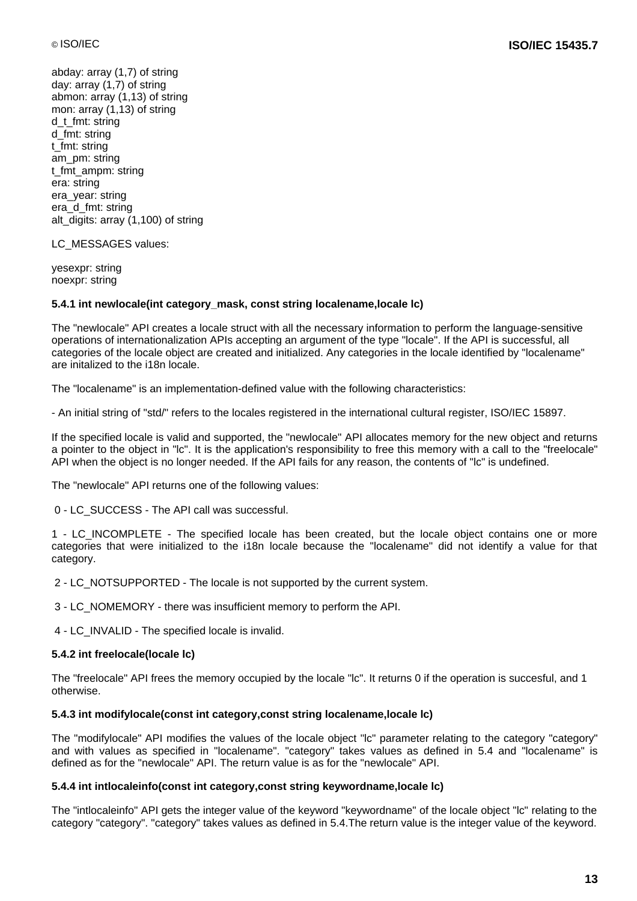abday: array (1,7) of string
day: array (1,7) of string
abmon: array (1,13) of string
mon: array (1,13) of string
d_t_fmt: string
d_fmt: string
t_fmt: string
am_pm: string
t_fmt_ampm: string
era: string
era_year: string
era_d_fmt: string
alt_digits: array (1,100) of string

LC_MESSAGES values:

yesexpr: string
noexpr: string

#### 5.4.1 int newlocale(int category_mask, const string localename,locale lc)

The "newlocale" API creates a locale struct with all the necessary information to perform the language-sensitive operations of internationalization APIs accepting an argument of the type "locale". If the API is successful, all categories of the locale object are created and initialized. Any categories in the locale identified by "localename" are initalized to the i18n locale.

The "localename" is an implementation-defined value with the following characteristics:

- An initial string of "std/" refers to the locales registered in the international cultural register, ISO/IEC 15897.

If the specified locale is valid and supported, the "newlocale" API allocates memory for the new object and returns a pointer to the object in "lc". It is the application's responsibility to free this memory with a call to the "freelocale" API when the object is no longer needed. If the API fails for any reason, the contents of "lc" is undefined.

The "newlocale" API returns one of the following values:

0 - LC_SUCCESS - The API call was successful.

1 - LC_INCOMPLETE - The specified locale has been created, but the locale object contains one or more categories that were initialized to the i18n locale because the "localename" did not identify a value for that category.

2 - LC_NOTSUPPORTED - The locale is not supported by the current system.

3 - LC_NOMEMORY - there was insufficient memory to perform the API.

4 - LC_INVALID - The specified locale is invalid.

#### 5.4.2 int freelocale(locale lc)

The "freelocale" API frees the memory occupied by the locale "lc". It returns 0 if the operation is succesful, and 1 otherwise.

#### 5.4.3 int modifylocale(const int category,const string localename,locale lc)

The "modifylocale" API modifies the values of the locale object "lc" parameter relating to the category "category" and with values as specified in "localename". "category" takes values as defined in 5.4 and "localename" is defined as for the "newlocale" API. The return value is as for the "newlocale" API.

#### 5.4.4 int intlocaleinfo(const int category,const string keywordname,locale lc)

The "intlocaleinfo" API gets the integer value of the keyword "keywordname" of the locale object "lc" relating to the category "category". "category" takes values as defined in 5.4.The return value is the integer value of the keyword.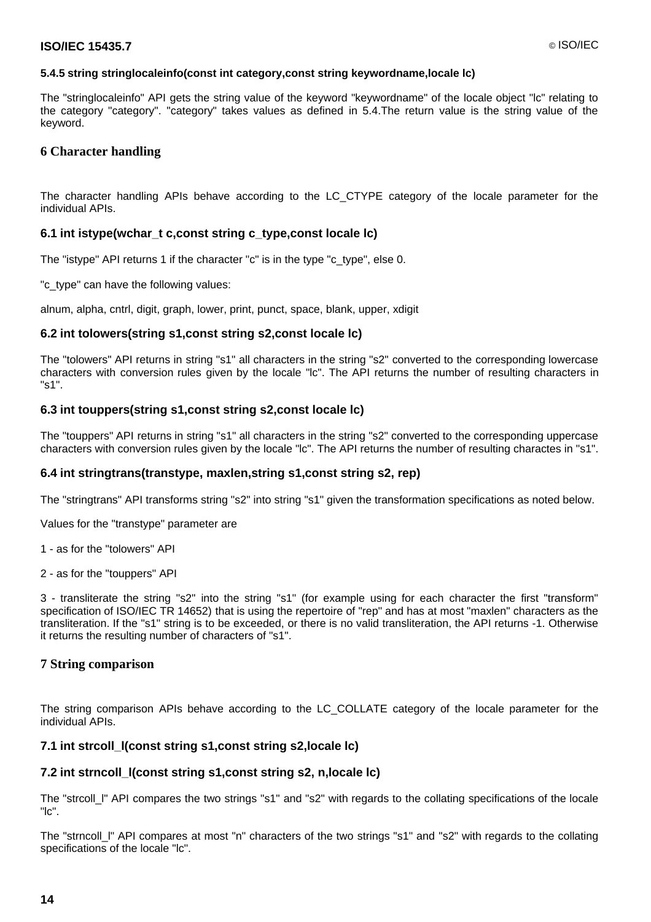#### 5.4.5 string stringlocaleinfo(const int category,const string keywordname,locale lc)

The "stringlocaleinfo" API gets the string value of the keyword "keywordname" of the locale object "lc" relating to the category "category". "category" takes values as defined in 5.4.The return value is the string value of the keyword.

## 6 Character handling

The character handling APIs behave according to the LC_CTYPE category of the locale parameter for the individual APIs.

### 6.1 int istype(wchar_t c,const string c_type,const locale lc)

The "istype" API returns 1 if the character "c" is in the type "c_type", else 0.

"c_type" can have the following values:

alnum, alpha, cntrl, digit, graph, lower, print, punct, space, blank, upper, xdigit

### 6.2 int tolowers(string s1,const string s2,const locale lc)

The "tolowers" API returns in string "s1" all characters in the string "s2" converted to the corresponding lowercase characters with conversion rules given by the locale "lc". The API returns the number of resulting characters in "s1".

### 6.3 int touppers(string s1,const string s2,const locale lc)

The "touppers" API returns in string "s1" all characters in the string "s2" converted to the corresponding uppercase characters with conversion rules given by the locale "lc". The API returns the number of resulting charactes in "s1".

### 6.4 int stringtrans(transtype, maxlen,string s1,const string s2, rep)

The "stringtrans" API transforms string "s2" into string "s1" given the transformation specifications as noted below.

Values for the "transtype" parameter are

1 - as for the "tolowers" API

2 - as for the "touppers" API

3 - transliterate the string "s2" into the string "s1" (for example using for each character the first "transform" specification of ISO/IEC TR 14652) that is using the repertoire of "rep" and has at most "maxlen" characters as the transliteration. If the "s1" string is to be exceeded, or there is no valid transliteration, the API returns -1. Otherwise it returns the resulting number of characters of "s1".

## 7 String comparison

The string comparison APIs behave according to the LC_COLLATE category of the locale parameter for the individual APIs.

### 7.1 int strcoll_l(const string s1,const string s2,locale lc)

### 7.2 int strncoll_l(const string s1,const string s2, n,locale lc)

The "strcoll_l" API compares the two strings "s1" and "s2" with regards to the collating specifications of the locale "lc".

The "strncoll_l" API compares at most "n" characters of the two strings "s1" and "s2" with regards to the collating specifications of the locale "lc".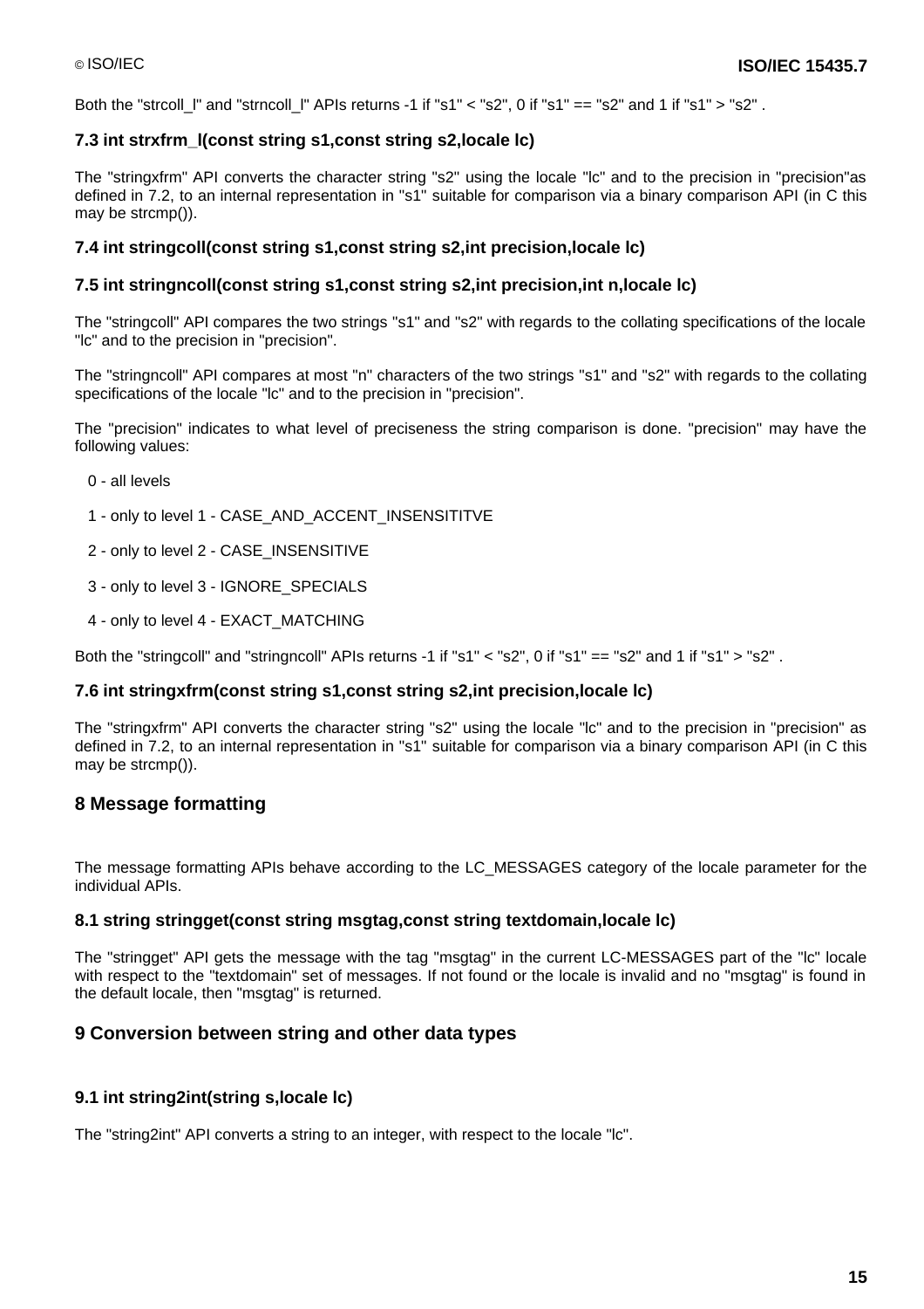Both the "strcoll_l" and "strncoll_l" APIs returns -1 if "s1" < "s2", 0 if "s1" == "s2" and 1 if "s1" > "s2" .

### 7.3 int strxfrm_l(const string s1,const string s2,locale lc)

The "stringxfrm" API converts the character string "s2" using the locale "lc" and to the precision in "precision"as defined in 7.2, to an internal representation in "s1" suitable for comparison via a binary comparison API (in C this may be strcmp()).

### 7.4 int stringcoll(const string s1,const string s2,int precision,locale lc)

### 7.5 int stringncoll(const string s1,const string s2,int precision,int n,locale lc)

The "stringcoll" API compares the two strings "s1" and "s2" with regards to the collating specifications of the locale "lc" and to the precision in "precision".

The "stringncoll" API compares at most "n" characters of the two strings "s1" and "s2" with regards to the collating specifications of the locale "lc" and to the precision in "precision".

The "precision" indicates to what level of preciseness the string comparison is done. "precision" may have the following values:

0 - all levels

1 - only to level 1 - CASE_AND_ACCENT_INSENSITITVE

2 - only to level 2 - CASE_INSENSITIVE

3 - only to level 3 - IGNORE_SPECIALS

4 - only to level 4 - EXACT_MATCHING

Both the "stringcoll" and "stringncoll" APIs returns -1 if "s1" < "s2", 0 if "s1" == "s2" and 1 if "s1" > "s2" .

### 7.6 int stringxfrm(const string s1,const string s2,int precision,locale lc)

The "stringxfrm" API converts the character string "s2" using the locale "lc" and to the precision in "precision" as defined in 7.2, to an internal representation in "s1" suitable for comparison via a binary comparison API (in C this may be strcmp()).

## 8 Message formatting

The message formatting APIs behave according to the LC_MESSAGES category of the locale parameter for the individual APIs.

### 8.1 string stringget(const string msgtag,const string textdomain,locale lc)

The "stringget" API gets the message with the tag "msgtag" in the current LC-MESSAGES part of the "lc" locale with respect to the "textdomain" set of messages. If not found or the locale is invalid and no "msgtag" is found in the default locale, then "msgtag" is returned.

## 9 Conversion between string and other data types

### 9.1 int string2int(string s,locale lc)

The "string2int" API converts a string to an integer, with respect to the locale "lc".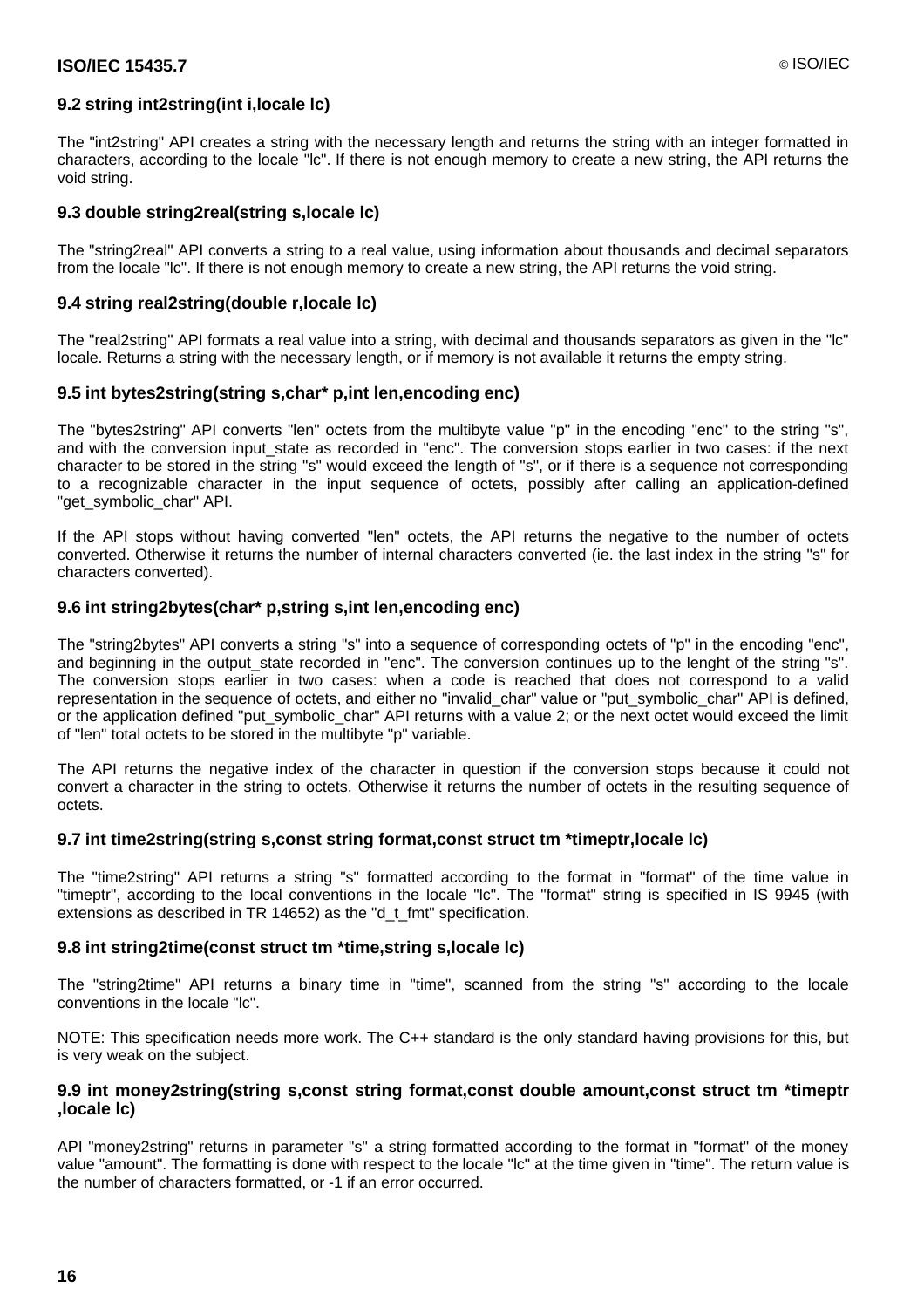### 9.2 string int2string(int i,locale lc)

The "int2string" API creates a string with the necessary length and returns the string with an integer formatted in characters, according to the locale "lc". If there is not enough memory to create a new string, the API returns the void string.

### 9.3 double string2real(string s,locale lc)

The "string2real" API converts a string to a real value, using information about thousands and decimal separators from the locale "lc". If there is not enough memory to create a new string, the API returns the void string.

### 9.4 string real2string(double r,locale lc)

The "real2string" API formats a real value into a string, with decimal and thousands separators as given in the "lc" locale. Returns a string with the necessary length, or if memory is not available it returns the empty string.

### 9.5 int bytes2string(string s,char* p,int len,encoding enc)

The "bytes2string" API converts "len" octets from the multibyte value "p" in the encoding "enc" to the string "s", and with the conversion input_state as recorded in "enc". The conversion stops earlier in two cases: if the next character to be stored in the string "s" would exceed the length of "s", or if there is a sequence not corresponding to a recognizable character in the input sequence of octets, possibly after calling an application-defined "get_symbolic_char" API.

If the API stops without having converted "len" octets, the API returns the negative to the number of octets converted. Otherwise it returns the number of internal characters converted (ie. the last index in the string "s" for characters converted).

### 9.6 int string2bytes(char* p,string s,int len,encoding enc)

The "string2bytes" API converts a string "s" into a sequence of corresponding octets of "p" in the encoding "enc", and beginning in the output_state recorded in "enc". The conversion continues up to the lenght of the string "s". The conversion stops earlier in two cases: when a code is reached that does not correspond to a valid representation in the sequence of octets, and either no "invalid_char" value or "put_symbolic_char" API is defined, or the application defined "put_symbolic_char" API returns with a value 2; or the next octet would exceed the limit of "len" total octets to be stored in the multibyte "p" variable.

The API returns the negative index of the character in question if the conversion stops because it could not convert a character in the string to octets. Otherwise it returns the number of octets in the resulting sequence of octets.

### 9.7 int time2string(string s,const string format,const struct tm *timeptr,locale lc)

The "time2string" API returns a string "s" formatted according to the format in "format" of the time value in "timeptr", according to the local conventions in the locale "lc". The "format" string is specified in IS 9945 (with extensions as described in TR 14652) as the "d_t_fmt" specification.

### 9.8 int string2time(const struct tm *time,string s,locale lc)

The "string2time" API returns a binary time in "time", scanned from the string "s" according to the locale conventions in the locale "lc".

NOTE: This specification needs more work. The C++ standard is the only standard having provisions for this, but is very weak on the subject.

### 9.9 int money2string(string s,const string format,const double amount,const struct tm *timeptr ,locale lc)

API "money2string" returns in parameter "s" a string formatted according to the format in "format" of the money value "amount". The formatting is done with respect to the locale "lc" at the time given in "time". The return value is the number of characters formatted, or -1 if an error occurred.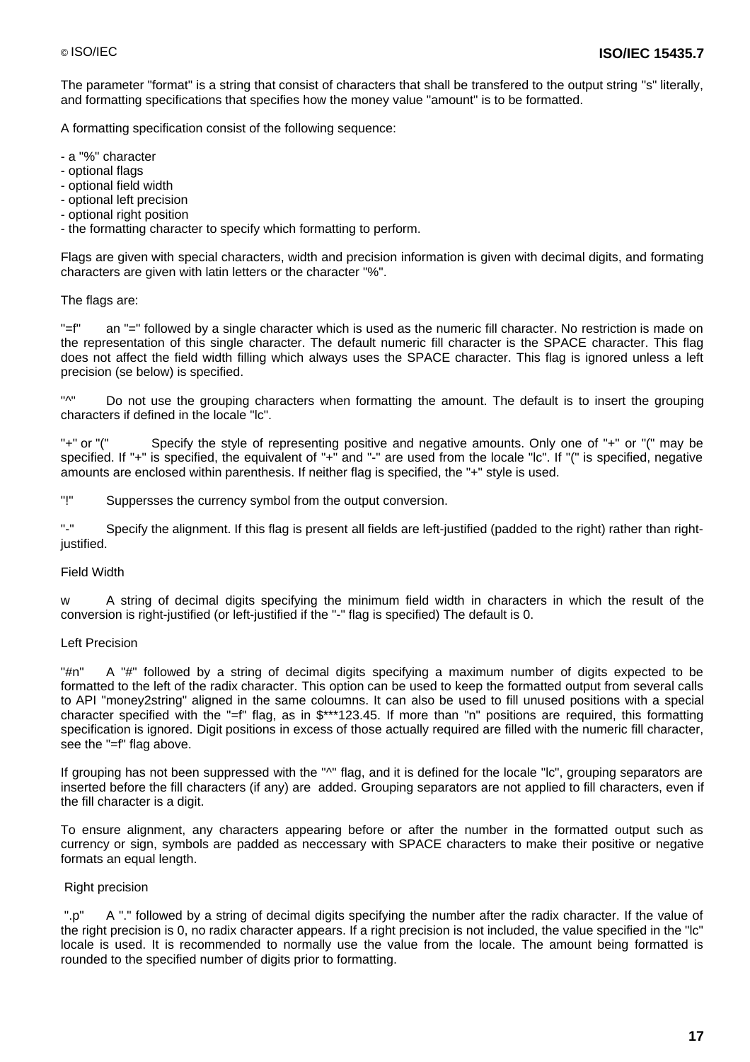The parameter "format" is a string that consist of characters that shall be transfered to the output string "s" literally, and formatting specifications that specifies how the money value "amount" is to be formatted.

A formatting specification consist of the following sequence:

- a "%" character
- optional flags
- optional field width
- optional left precision
- optional right position
- the formatting character to specify which formatting to perform.

Flags are given with special characters, width and precision information is given with decimal digits, and formating characters are given with latin letters or the character "%".

The flags are:

"=f" an "=" followed by a single character which is used as the numeric fill character. No restriction is made on the representation of this single character. The default numeric fill character is the SPACE character. This flag does not affect the field width filling which always uses the SPACE character. This flag is ignored unless a left precision (se below) is specified.

"^" Do not use the grouping characters when formatting the amount. The default is to insert the grouping characters if defined in the locale "lc".

"+" or "(" Specify the style of representing positive and negative amounts. Only one of "+" or "(" may be specified. If "+" is specified, the equivalent of "+" and "-" are used from the locale "lc". If "(" is specified, negative amounts are enclosed within parenthesis. If neither flag is specified, the "+" style is used.

"!" Suppersses the currency symbol from the output conversion.

"-" Specify the alignment. If this flag is present all fields are left-justified (padded to the right) rather than right-justified.

Field Width

w A string of decimal digits specifying the minimum field width in characters in which the result of the conversion is right-justified (or left-justified if the "-" flag is specified) The default is 0.

Left Precision

"#n" A "#" followed by a string of decimal digits specifying a maximum number of digits expected to be formatted to the left of the radix character. This option can be used to keep the formatted output from several calls to API "money2string" aligned in the same coloumns. It can also be used to fill unused positions with a special character specified with the "=f" flag, as in $***123.45. If more than "n" positions are required, this formatting specification is ignored. Digit positions in excess of those actually required are filled with the numeric fill character, see the "=f" flag above.

If grouping has not been suppressed with the "^" flag, and it is defined for the locale "lc", grouping separators are inserted before the fill characters (if any) are added. Grouping separators are not applied to fill characters, even if the fill character is a digit.

To ensure alignment, any characters appearing before or after the number in the formatted output such as currency or sign, symbols are padded as neccessary with SPACE characters to make their positive or negative formats an equal length.

Right precision

".p" A "." followed by a string of decimal digits specifying the number after the radix character. If the value of the right precision is 0, no radix character appears. If a right precision is not included, the value specified in the "lc" locale is used. It is recommended to normally use the value from the locale. The amount being formatted is rounded to the specified number of digits prior to formatting.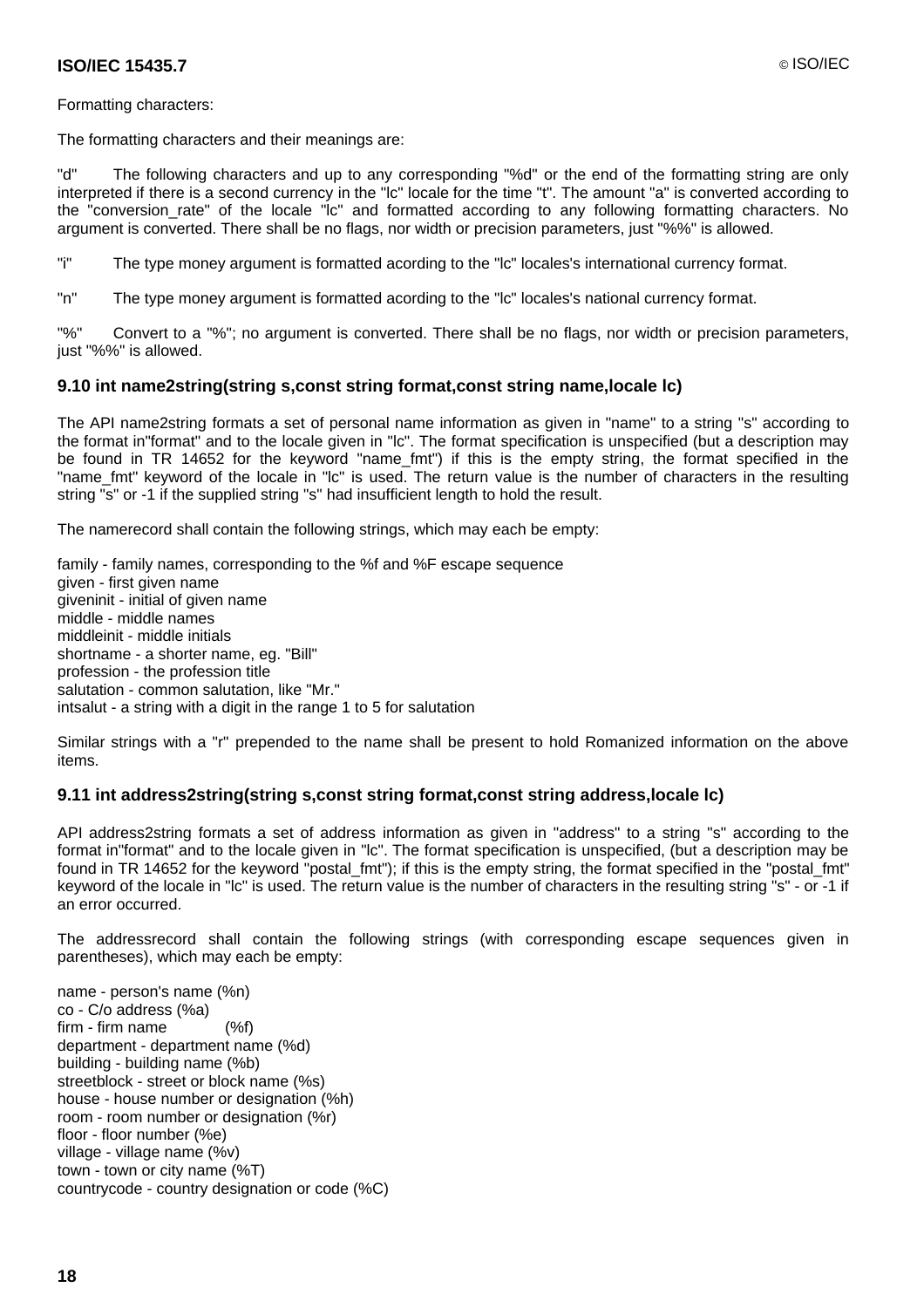Formatting characters:

The formatting characters and their meanings are:

"d" The following characters and up to any corresponding "%d" or the end of the formatting string are only interpreted if there is a second currency in the "lc" locale for the time "t". The amount "a" is converted according to the "conversion_rate" of the locale "lc" and formatted according to any following formatting characters. No argument is converted. There shall be no flags, nor width or precision parameters, just "%%" is allowed.

"i" The type money argument is formatted acording to the "lc" locales's international currency format.

"n" The type money argument is formatted acording to the "lc" locales's national currency format.

"%" Convert to a "%"; no argument is converted. There shall be no flags, nor width or precision parameters, just "%%" is allowed.

### 9.10 int name2string(string s,const string format,const string name,locale lc)

The API name2string formats a set of personal name information as given in "name" to a string "s" according to the format in"format" and to the locale given in "lc". The format specification is unspecified (but a description may be found in TR 14652 for the keyword "name_fmt") if this is the empty string, the format specified in the "name_fmt" keyword of the locale in "lc" is used. The return value is the number of characters in the resulting string "s" or -1 if the supplied string "s" had insufficient length to hold the result.

The namerecord shall contain the following strings, which may each be empty:

family - family names, corresponding to the %f and %F escape sequence
given - first given name
giveninit - initial of given name
middle - middle names
middleinit - middle initials
shortname - a shorter name, eg. "Bill"
profession - the profession title
salutation - common salutation, like "Mr."
intsalut - a string with a digit in the range 1 to 5 for salutation

Similar strings with a "r" prepended to the name shall be present to hold Romanized information on the above items.

### 9.11 int address2string(string s,const string format,const string address,locale lc)

API address2string formats a set of address information as given in "address" to a string "s" according to the format in"format" and to the locale given in "lc". The format specification is unspecified, (but a description may be found in TR 14652 for the keyword "postal_fmt"); if this is the empty string, the format specified in the "postal_fmt" keyword of the locale in "lc" is used. The return value is the number of characters in the resulting string "s" - or -1 if an error occurred.

The addressrecord shall contain the following strings (with corresponding escape sequences given in parentheses), which may each be empty:

name - person's name (%n)
co - C/o address (%a)
firm - firm name (%f)
department - department name (%d)
building - building name (%b)
streetblock - street or block name (%s)
house - house number or designation (%h)
room - room number or designation (%r)
floor - floor number (%e)
village - village name (%v)
town - town or city name (%T)
countrycode - country designation or code (%C)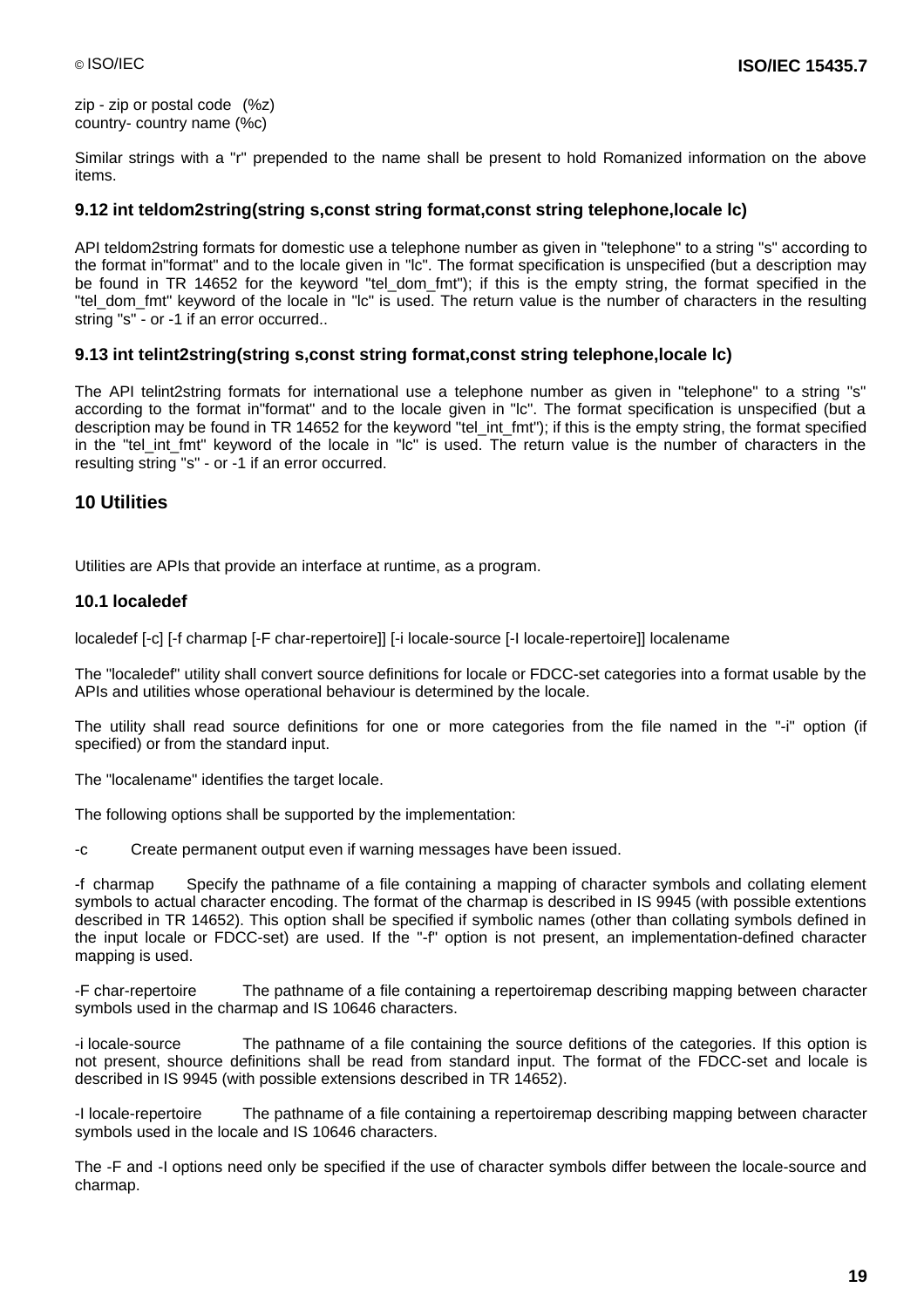zip - zip or postal code (%z)
country- country name (%c)

Similar strings with a "r" prepended to the name shall be present to hold Romanized information on the above items.

### 9.12 int teldom2string(string s,const string format,const string telephone,locale lc)

API teldom2string formats for domestic use a telephone number as given in "telephone" to a string "s" according to the format in"format" and to the locale given in "lc". The format specification is unspecified (but a description may be found in TR 14652 for the keyword "tel_dom_fmt"); if this is the empty string, the format specified in the "tel_dom_fmt" keyword of the locale in "lc" is used. The return value is the number of characters in the resulting string "s" - or -1 if an error occurred..

### 9.13 int telint2string(string s,const string format,const string telephone,locale lc)

The API telint2string formats for international use a telephone number as given in "telephone" to a string "s" according to the format in"format" and to the locale given in "lc". The format specification is unspecified (but a description may be found in TR 14652 for the keyword "tel_int_fmt"); if this is the empty string, the format specified in the "tel_int_fmt" keyword of the locale in "lc" is used. The return value is the number of characters in the resulting string "s" - or -1 if an error occurred.

## 10 Utilities

Utilities are APIs that provide an interface at runtime, as a program.

### 10.1 localedef

localedef [-c] [-f charmap [-F char-repertoire]] [-i locale-source [-I locale-repertoire]] localename

The "localedef" utility shall convert source definitions for locale or FDCC-set categories into a format usable by the APIs and utilities whose operational behaviour is determined by the locale.

The utility shall read source definitions for one or more categories from the file named in the "-i" option (if specified) or from the standard input.

The "localename" identifies the target locale.

The following options shall be supported by the implementation:

-c Create permanent output even if warning messages have been issued.

-f charmap Specify the pathname of a file containing a mapping of character symbols and collating element symbols to actual character encoding. The format of the charmap is described in IS 9945 (with possible extentions described in TR 14652). This option shall be specified if symbolic names (other than collating symbols defined in the input locale or FDCC-set) are used. If the "-f" option is not present, an implementation-defined character mapping is used.

-F char-repertoire The pathname of a file containing a repertoiremap describing mapping between character symbols used in the charmap and IS 10646 characters.

-i locale-source The pathname of a file containing the source defitions of the categories. If this option is not present, shource definitions shall be read from standard input. The format of the FDCC-set and locale is described in IS 9945 (with possible extensions described in TR 14652).

-I locale-repertoire The pathname of a file containing a repertoiremap describing mapping between character symbols used in the locale and IS 10646 characters.

The -F and -I options need only be specified if the use of character symbols differ between the locale-source and charmap.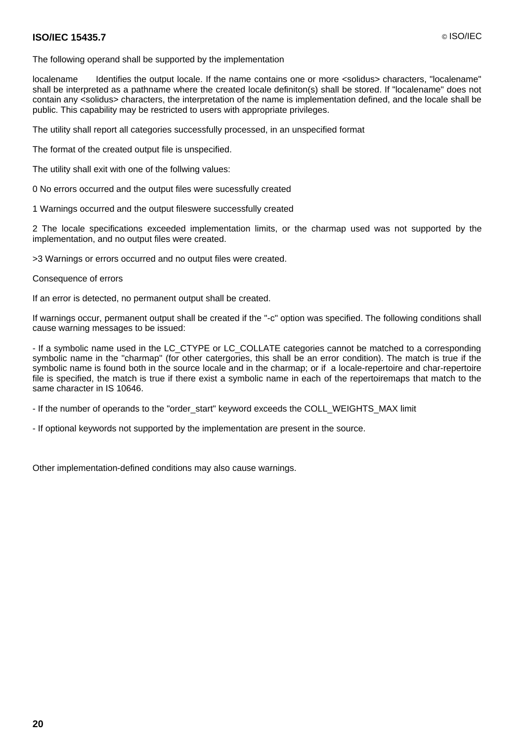The following operand shall be supported by the implementation

localename  Identifies the output locale. If the name contains one or more <solidus> characters, "localename" shall be interpreted as a pathname where the created locale definiton(s) shall be stored. If "localename" does not contain any <solidus> characters, the interpretation of the name is implementation defined, and the locale shall be public. This capability may be restricted to users with appropriate privileges.

The utility shall report all categories successfully processed, in an unspecified format

The format of the created output file is unspecified.

The utility shall exit with one of the follwing values:

0 No errors occurred and the output files were sucessfully created

1 Warnings occurred and the output fileswere successfully created

2 The locale specifications exceeded implementation limits, or the charmap used was not supported by the implementation, and no output files were created.

>3 Warnings or errors occurred and no output files were created.

Consequence of errors

If an error is detected, no permanent output shall be created.

If warnings occur, permanent output shall be created if the "-c" option was specified. The following conditions shall cause warning messages to be issued:

- If a symbolic name used in the LC_CTYPE or LC_COLLATE categories cannot be matched to a corresponding symbolic name in the "charmap" (for other catergories, this shall be an error condition). The match is true if the symbolic name is found both in the source locale and in the charmap; or if a locale-repertoire and char-repertoire file is specified, the match is true if there exist a symbolic name in each of the repertoiremaps that match to the same character in IS 10646.

- If the number of operands to the "order_start" keyword exceeds the COLL_WEIGHTS_MAX limit

- If optional keywords not supported by the implementation are present in the source.

Other implementation-defined conditions may also cause warnings.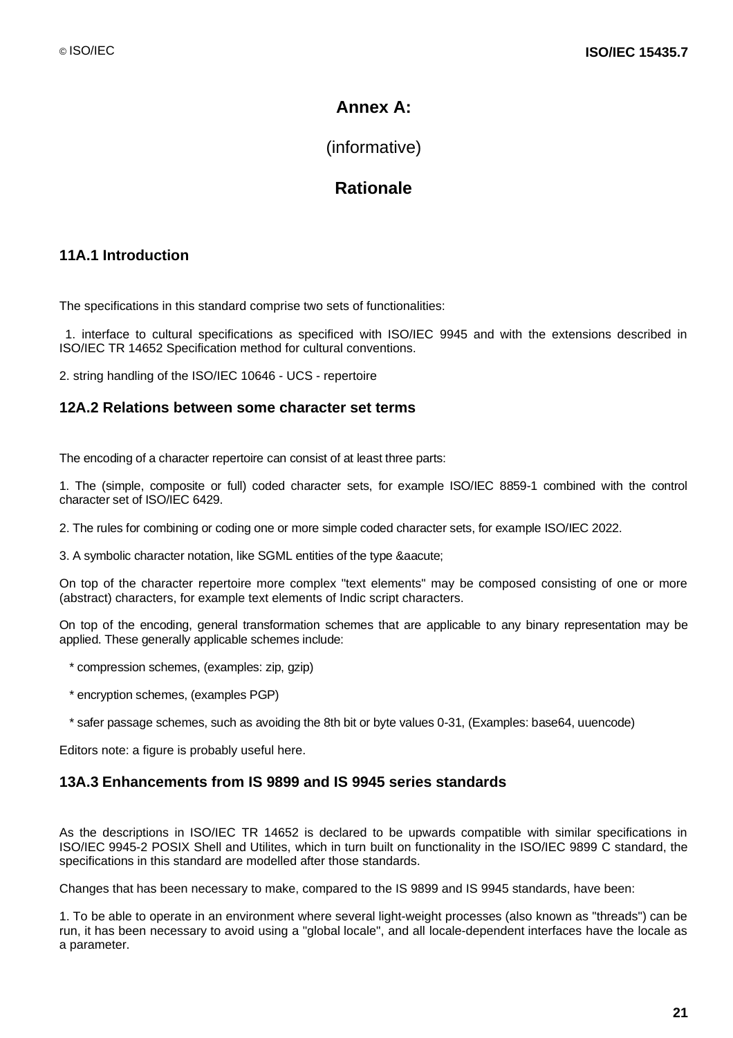# Annex A:

(informative)

# Rationale

## 11A.1 Introduction

The specifications in this standard comprise two sets of functionalities:

1. interface to cultural specifications as specificed with ISO/IEC 9945 and with the extensions described in ISO/IEC TR 14652 Specification method for cultural conventions.

2. string handling of the ISO/IEC 10646 - UCS - repertoire

## 12A.2 Relations between some character set terms

The encoding of a character repertoire can consist of at least three parts:

1. The (simple, composite or full) coded character sets, for example ISO/IEC 8859-1 combined with the control character set of ISO/IEC 6429.

2. The rules for combining or coding one or more simple coded character sets, for example ISO/IEC 2022.

3. A symbolic character notation, like SGML entities of the type &aacute;

On top of the character repertoire more complex "text elements" may be composed consisting of one or more (abstract) characters, for example text elements of Indic script characters.

On top of the encoding, general transformation schemes that are applicable to any binary representation may be applied. These generally applicable schemes include:

* compression schemes, (examples: zip, gzip)

* encryption schemes, (examples PGP)

* safer passage schemes, such as avoiding the 8th bit or byte values 0-31, (Examples: base64, uuencode)

Editors note: a figure is probably useful here.

## 13A.3 Enhancements from IS 9899 and IS 9945 series standards

As the descriptions in ISO/IEC TR 14652 is declared to be upwards compatible with similar specifications in ISO/IEC 9945-2 POSIX Shell and Utilites, which in turn built on functionality in the ISO/IEC 9899 C standard, the specifications in this standard are modelled after those standards.

Changes that has been necessary to make, compared to the IS 9899 and IS 9945 standards, have been:

1. To be able to operate in an environment where several light-weight processes (also known as "threads") can be run, it has been necessary to avoid using a "global locale", and all locale-dependent interfaces have the locale as a parameter.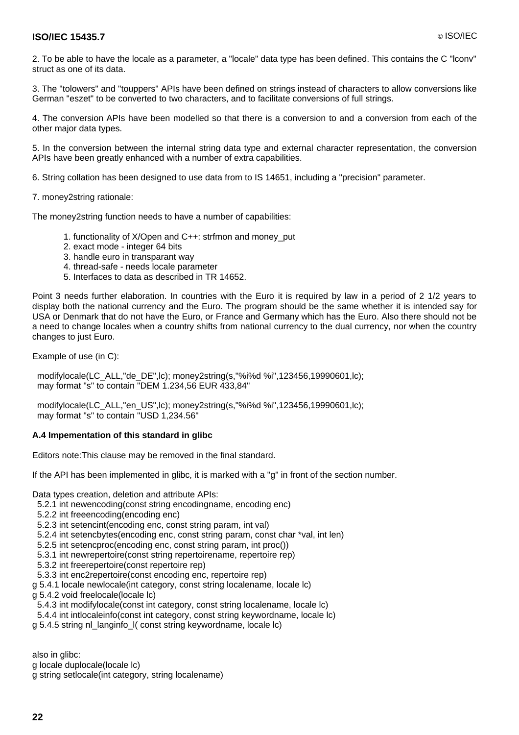2. To be able to have the locale as a parameter, a "locale" data type has been defined. This contains the C "lconv" struct as one of its data.

3. The "tolowers" and "touppers" APIs have been defined on strings instead of characters to allow conversions like German "eszet" to be converted to two characters, and to facilitate conversions of full strings.

4. The conversion APIs have been modelled so that there is a conversion to and a conversion from each of the other major data types.

5. In the conversion between the internal string data type and external character representation, the conversion APIs have been greatly enhanced with a number of extra capabilities.

6. String collation has been designed to use data from to IS 14651, including a "precision" parameter.

7. money2string rationale:

The money2string function needs to have a number of capabilities:

1. functionality of X/Open and C++: strfmon and money_put
2. exact mode - integer 64 bits
3. handle euro in transparant way
4. thread-safe - needs locale parameter
5. Interfaces to data as described in TR 14652.

Point 3 needs further elaboration. In countries with the Euro it is required by law in a period of 2 1/2 years to display both the national currency and the Euro. The program should be the same whether it is intended say for USA or Denmark that do not have the Euro, or France and Germany which has the Euro. Also there should not be a need to change locales when a country shifts from national currency to the dual currency, nor when the country changes to just Euro.

Example of use (in C):

```
modifylocale(LC_ALL,"de_DE",lc); money2string(s,"%i%d %i",123456,19990601,lc);
may format "s" to contain "DEM 1.234,56 EUR 433,84"

modifylocale(LC_ALL,"en_US",lc); money2string(s,"%i%d %i",123456,19990601,lc);
may format "s" to contain "USD 1,234.56"
```

### A.4 Impementation of this standard in glibc

Editors note:This clause may be removed in the final standard.

If the API has been implemented in glibc, it is marked with a "g" in front of the section number.

Data types creation, deletion and attribute APIs:

```
  5.2.1 int newencoding(const string encodingname, encoding enc)
  5.2.2 int freeencoding(encoding enc)
  5.2.3 int setencint(encoding enc, const string param, int val)
  5.2.4 int setencbytes(encoding enc, const string param, const char *val, int len)
  5.2.5 int setencproc(encoding enc, const string param, int proc())
  5.3.1 int newrepertoire(const string repertoirename, repertoire rep)
  5.3.2 int freerepertoire(const repertoire rep)
  5.3.3 int enc2repertoire(const encoding enc, repertoire rep)
g 5.4.1 locale newlocale(int category, const string localename, locale lc)
g 5.4.2 void freelocale(locale lc)
  5.4.3 int modifylocale(const int category, const string localename, locale lc)
  5.4.4 int intlocaleinfo(const int category, const string keywordname, locale lc)
g 5.4.5 string nl_langinfo_l( const string keywordname, locale lc)
```

also in glibc:

```
g locale duplocale(locale lc)
g string setlocale(int category, string localename)
```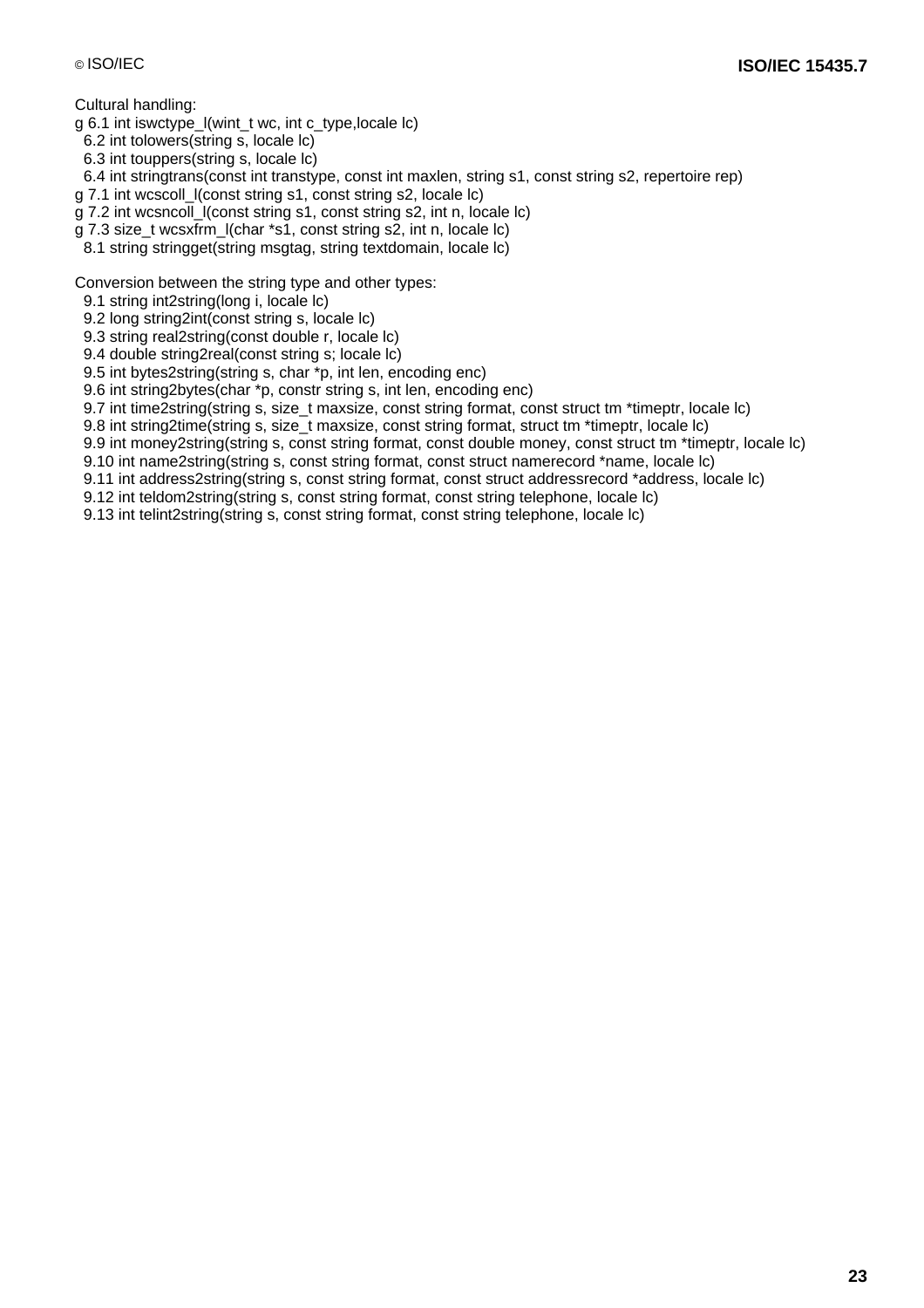Cultural handling:

g 6.1 int iswctype_l(wint_t wc, int c_type,locale lc)
  6.2 int tolowers(string s, locale lc)
  6.3 int touppers(string s, locale lc)
  6.4 int stringtrans(const int transtype, const int maxlen, string s1, const string s2, repertoire rep)
g 7.1 int wcscoll_l(const string s1, const string s2, locale lc)
g 7.2 int wcsncoll_l(const string s1, const string s2, int n, locale lc)
g 7.3 size_t wcsxfrm_l(char *s1, const string s2, int n, locale lc)
  8.1 string stringget(string msgtag, string textdomain, locale lc)

Conversion between the string type and other types:

  9.1 string int2string(long i, locale lc)
  9.2 long string2int(const string s, locale lc)
  9.3 string real2string(const double r, locale lc)
  9.4 double string2real(const string s; locale lc)
  9.5 int bytes2string(string s, char *p, int len, encoding enc)
  9.6 int string2bytes(char *p, constr string s, int len, encoding enc)
  9.7 int time2string(string s, size_t maxsize, const string format, const struct tm *timeptr, locale lc)
  9.8 int string2time(string s, size_t maxsize, const string format, struct tm *timeptr, locale lc)
  9.9 int money2string(string s, const string format, const double money, const struct tm *timeptr, locale lc)
  9.10 int name2string(string s, const string format, const struct namerecord *name, locale lc)
  9.11 int address2string(string s, const string format, const struct addressrecord *address, locale lc)
  9.12 int teldom2string(string s, const string format, const string telephone, locale lc)
  9.13 int telint2string(string s, const string format, const string telephone, locale lc)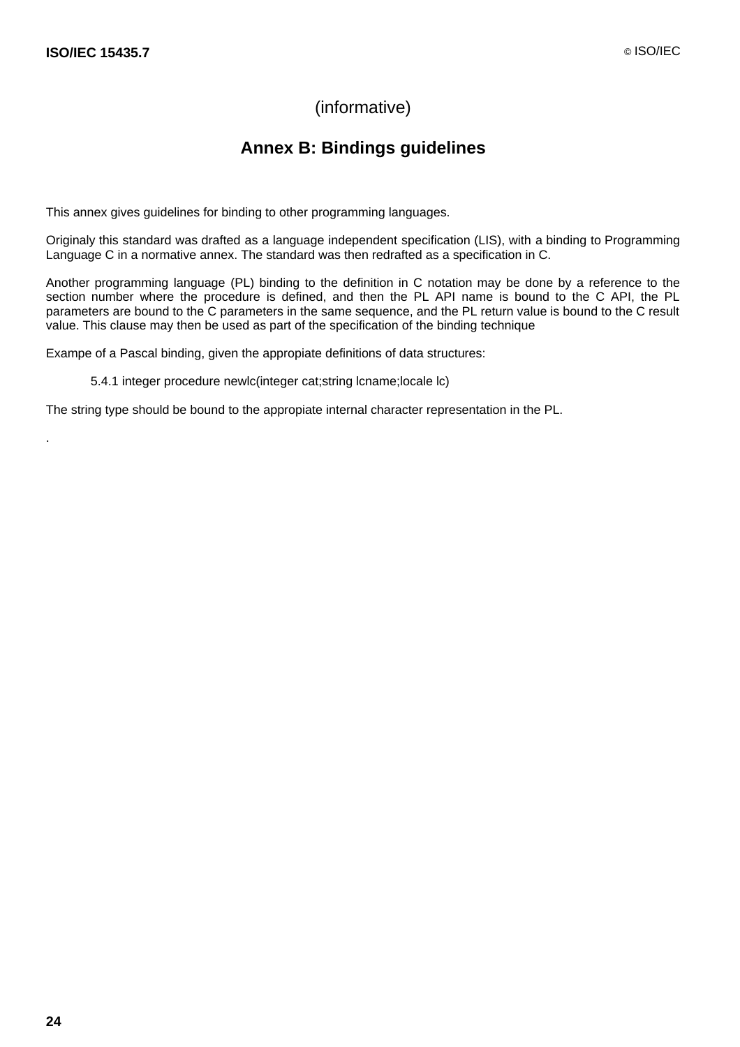(informative)

# Annex B: Bindings guidelines

This annex gives guidelines for binding to other programming languages.

Originaly this standard was drafted as a language independent specification (LIS), with a binding to Programming Language C in a normative annex. The standard was then redrafted as a specification in C.

Another programming language (PL) binding to the definition in C notation may be done by a reference to the section number where the procedure is defined, and then the PL API name is bound to the C API, the PL parameters are bound to the C parameters in the same sequence, and the PL return value is bound to the C result value. This clause may then be used as part of the specification of the binding technique

Exampe of a Pascal binding, given the appropiate definitions of data structures:

> 5.4.1 integer procedure newlc(integer cat;string lcname;locale lc)

The string type should be bound to the appropiate internal character representation in the PL.

.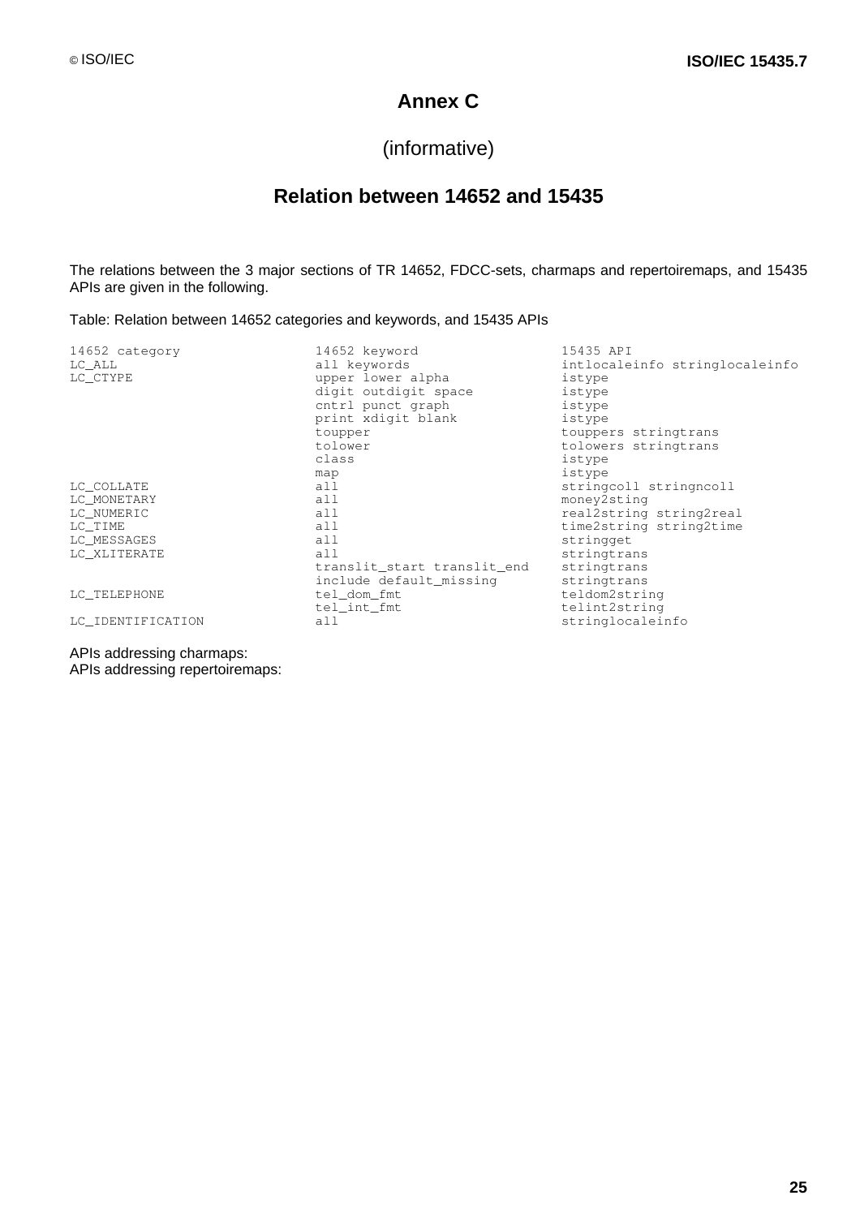# Annex C

(informative)

## Relation between 14652 and 15435

The relations between the 3 major sections of TR 14652, FDCC-sets, charmaps and repertoiremaps, and 15435 APIs are given in the following.

Table: Relation between 14652 categories and keywords, and 15435 APIs

| 14652 category | 14652 keyword | 15435 API |
|---|---|---|
| LC_ALL | all keywords | intlocaleinfo stringlocaleinfo |
| LC_CTYPE | upper lower alpha | istype |
| | digit outdigit space | istype |
| | cntrl punct graph | istype |
| | print xdigit blank | istype |
| | toupper | touppers stringtrans |
| | tolower | tolowers stringtrans |
| | class | istype |
| | map | istype |
| LC_COLLATE | all | stringcoll stringncoll |
| LC_MONETARY | all | money2sting |
| LC_NUMERIC | all | real2string string2real |
| LC_TIME | all | time2string string2time |
| LC_MESSAGES | all | stringget |
| LC_XLITERATE | all | stringtrans |
| | translit_start translit_end | stringtrans |
| | include default_missing | stringtrans |
| LC_TELEPHONE | tel_dom_fmt | teldom2string |
| | tel_int_fmt | telint2string |
| LC_IDENTIFICATION | all | stringlocaleinfo |

APIs addressing charmaps:
APIs addressing repertoiremaps: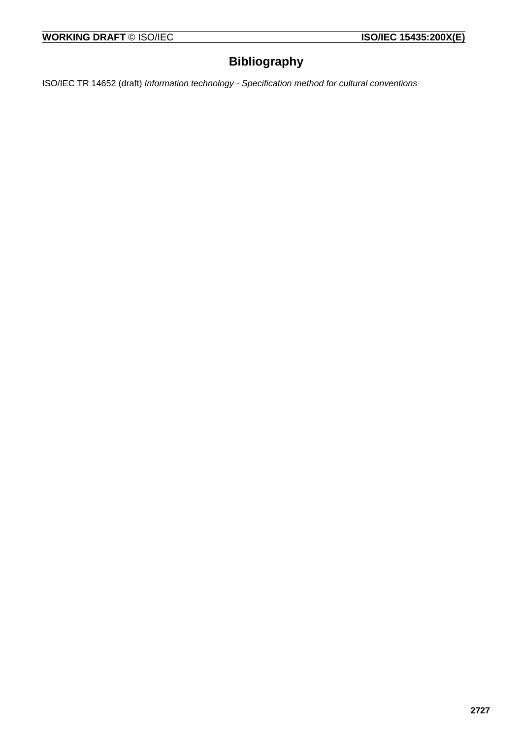# Bibliography

ISO/IEC TR 14652 (draft) *Information technology - Specification method for cultural conventions*